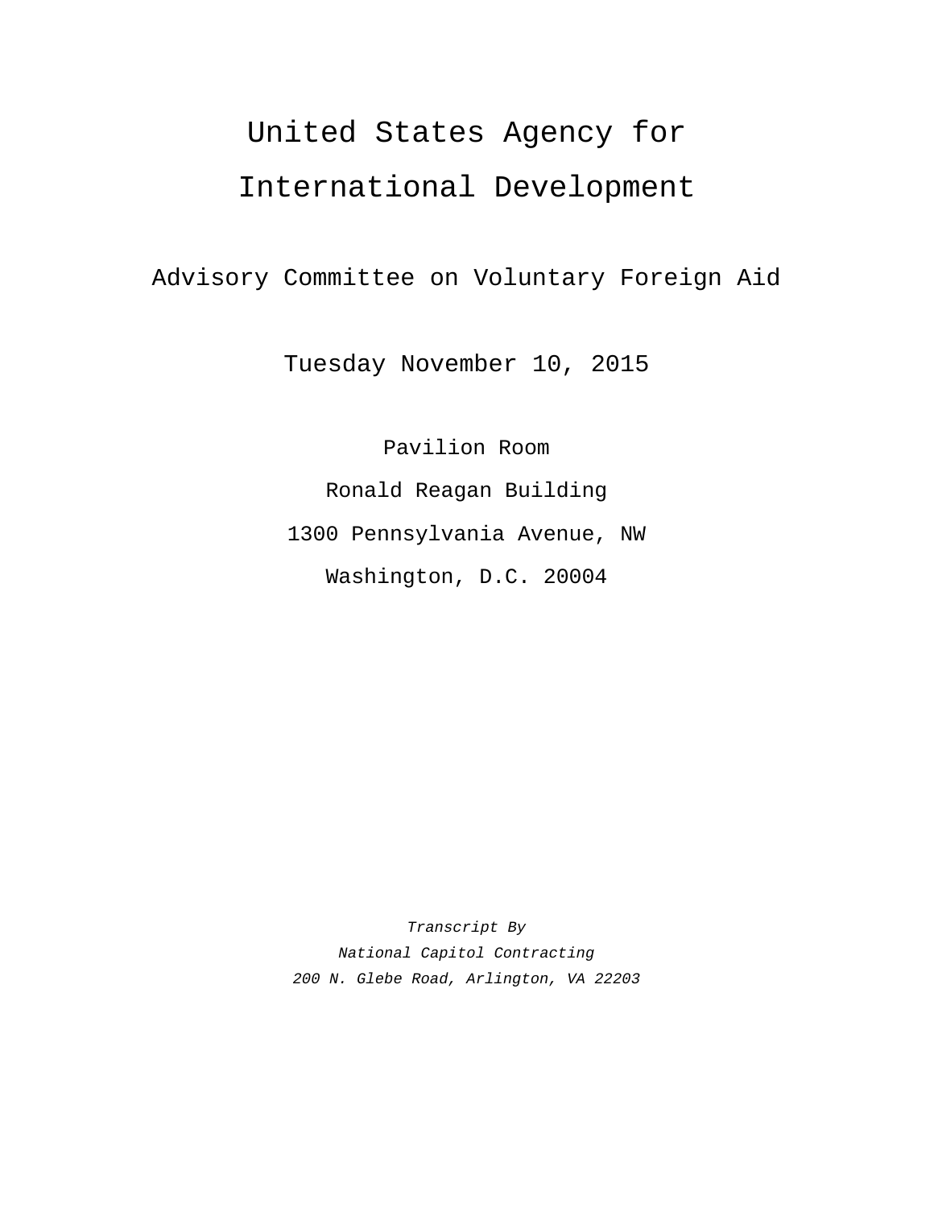# United States Agency for International Development

## Advisory Committee on Voluntary Foreign Aid

Tuesday November 10, 2015

Pavilion Room

Ronald Reagan Building

1300 Pennsylvania Avenue, NW

Washington, D.C. 20004

*Transcript By*

*National Capitol Contracting*

*200 N. Glebe Road, Arlington, VA 22203*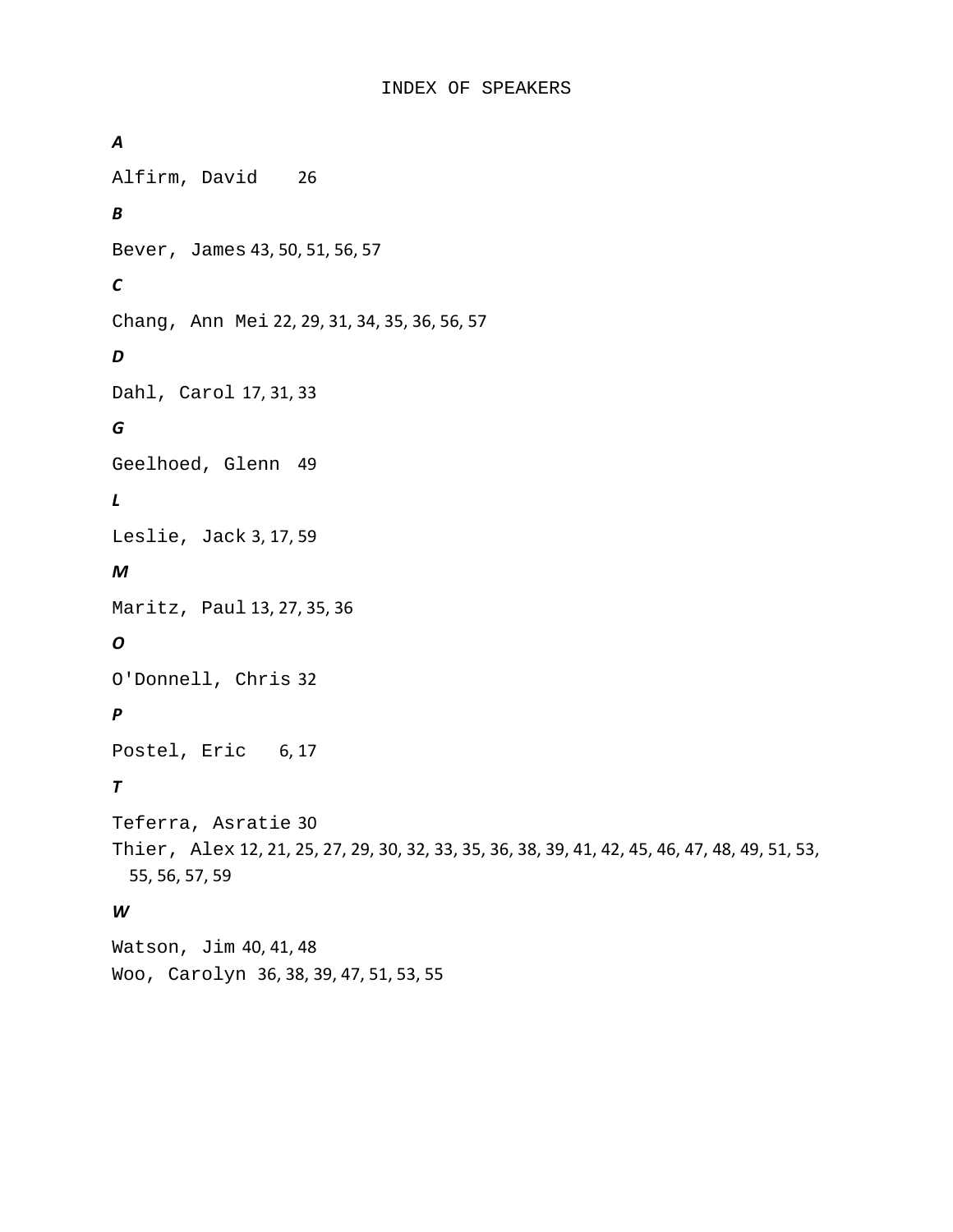# INDEX OF SPEAKERS

***A***

Alfirm, David 26

***B***

Bever, James 43, 50, 51, 56, 57

***C***

Chang, Ann Mei 22, 29, 31, 34, 35, 36, 56, 57

***D***

Dahl, Carol 17, 31, 33

***G***

Geelhoed, Glenn 49

***L***

Leslie, Jack 3, 17, 59

***M***

Maritz, Paul 13, 27, 35, 36

***O***

O'Donnell, Chris 32

***P***

Postel, Eric 6, 17

***T***

Teferra, Asratie 30

Thier, Alex 12, 21, 25, 27, 29, 30, 32, 33, 35, 36, 38, 39, 41, 42, 45, 46, 47, 48, 49, 51, 53, 55, 56, 57, 59

***W***

Watson, Jim 40, 41, 48

Woo, Carolyn 36, 38, 39, 47, 51, 53, 55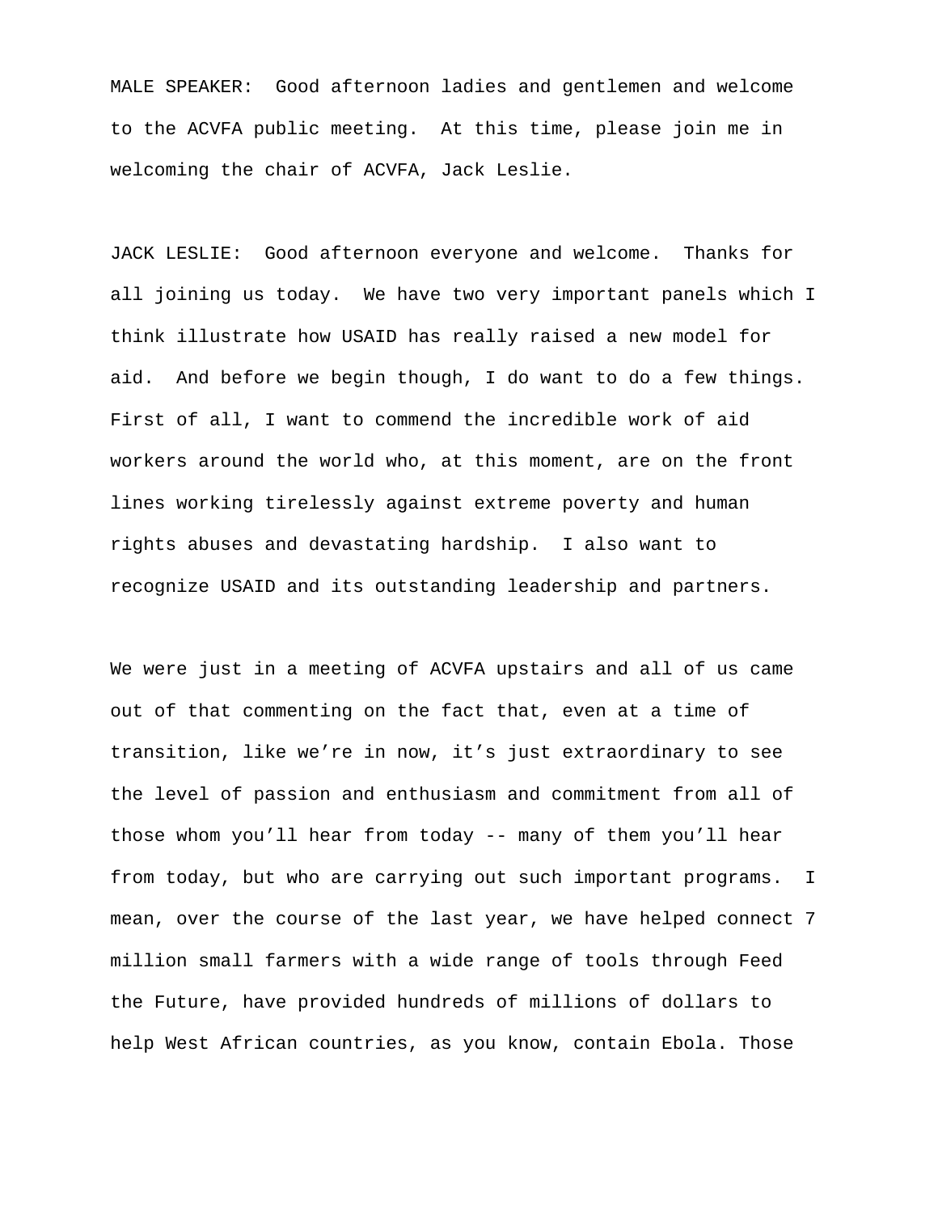MALE SPEAKER: Good afternoon ladies and gentlemen and welcome to the ACVFA public meeting. At this time, please join me in welcoming the chair of ACVFA, Jack Leslie.

JACK LESLIE: Good afternoon everyone and welcome. Thanks for all joining us today. We have two very important panels which I think illustrate how USAID has really raised a new model for aid. And before we begin though, I do want to do a few things. First of all, I want to commend the incredible work of aid workers around the world who, at this moment, are on the front lines working tirelessly against extreme poverty and human rights abuses and devastating hardship. I also want to recognize USAID and its outstanding leadership and partners.

We were just in a meeting of ACVFA upstairs and all of us came out of that commenting on the fact that, even at a time of transition, like we're in now, it's just extraordinary to see the level of passion and enthusiasm and commitment from all of those whom you'll hear from today -- many of them you'll hear from today, but who are carrying out such important programs. I mean, over the course of the last year, we have helped connect 7 million small farmers with a wide range of tools through Feed the Future, have provided hundreds of millions of dollars to help West African countries, as you know, contain Ebola. Those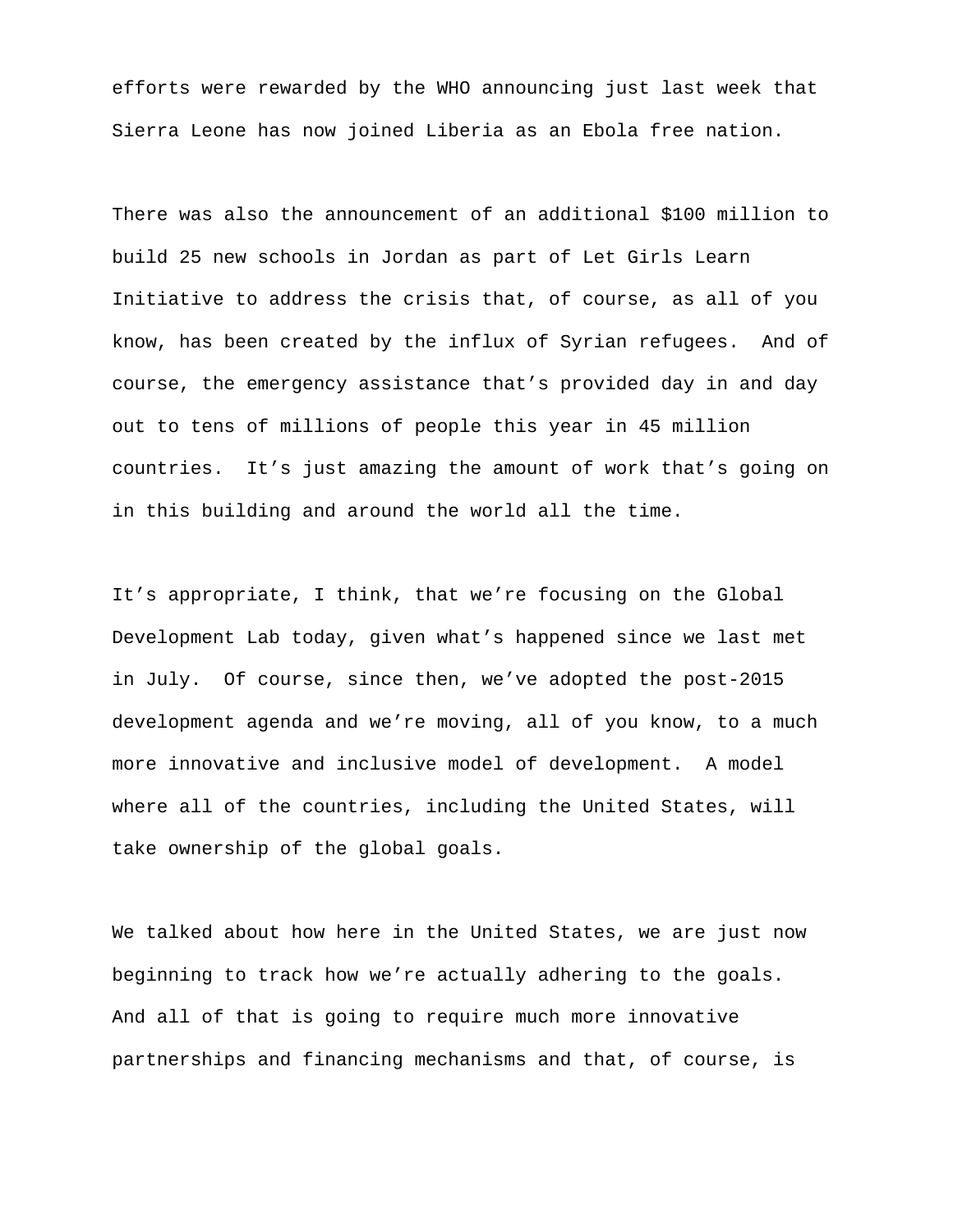efforts were rewarded by the WHO announcing just last week that Sierra Leone has now joined Liberia as an Ebola free nation.

There was also the announcement of an additional $100 million to build 25 new schools in Jordan as part of Let Girls Learn Initiative to address the crisis that, of course, as all of you know, has been created by the influx of Syrian refugees. And of course, the emergency assistance that's provided day in and day out to tens of millions of people this year in 45 million countries. It's just amazing the amount of work that's going on in this building and around the world all the time.

It's appropriate, I think, that we're focusing on the Global Development Lab today, given what's happened since we last met in July. Of course, since then, we've adopted the post-2015 development agenda and we're moving, all of you know, to a much more innovative and inclusive model of development. A model where all of the countries, including the United States, will take ownership of the global goals.

We talked about how here in the United States, we are just now beginning to track how we're actually adhering to the goals. And all of that is going to require much more innovative partnerships and financing mechanisms and that, of course, is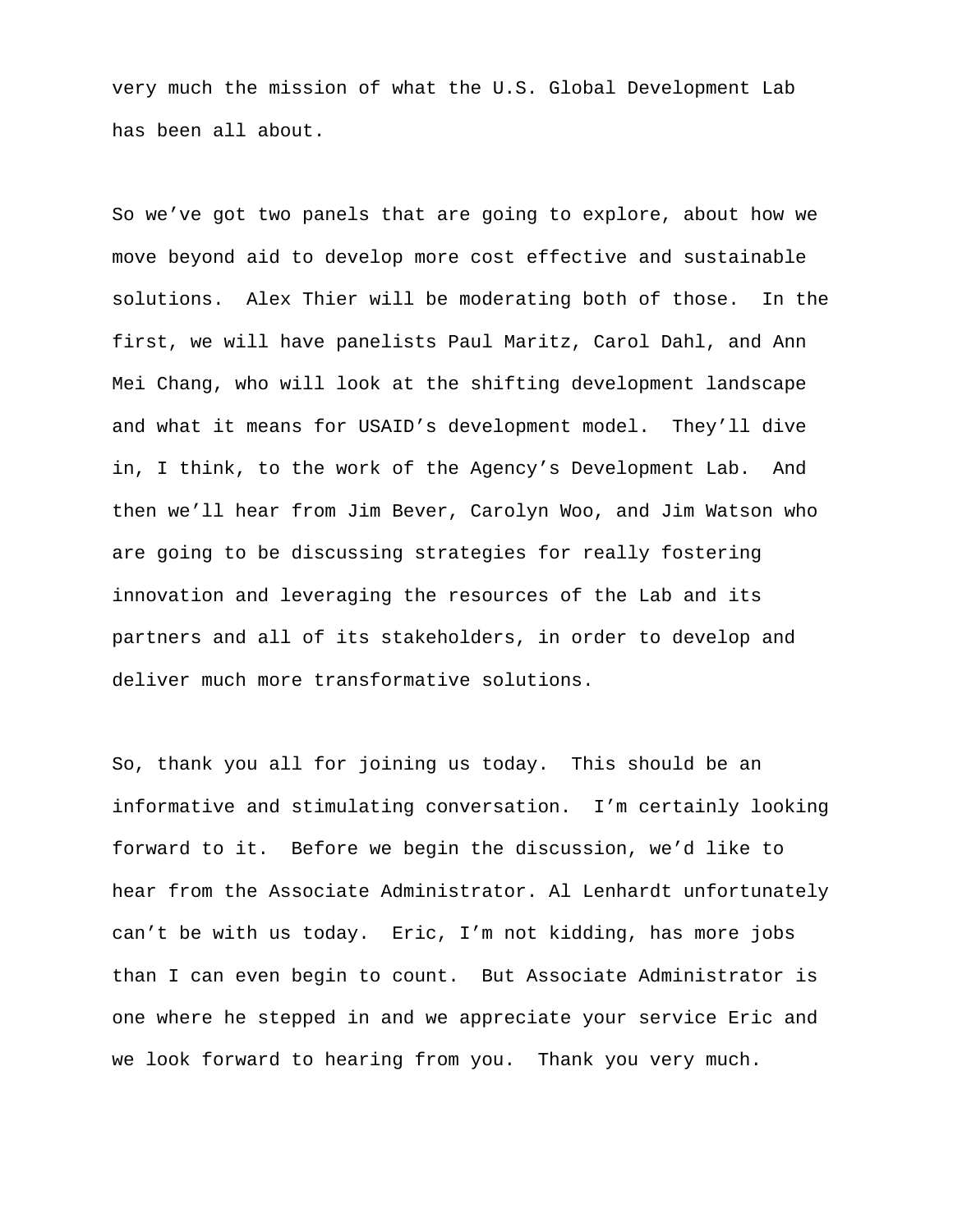very much the mission of what the U.S. Global Development Lab has been all about.

So we’ve got two panels that are going to explore, about how we move beyond aid to develop more cost effective and sustainable solutions. Alex Thier will be moderating both of those. In the first, we will have panelists Paul Maritz, Carol Dahl, and Ann Mei Chang, who will look at the shifting development landscape and what it means for USAID’s development model. They’ll dive in, I think, to the work of the Agency’s Development Lab. And then we’ll hear from Jim Bever, Carolyn Woo, and Jim Watson who are going to be discussing strategies for really fostering innovation and leveraging the resources of the Lab and its partners and all of its stakeholders, in order to develop and deliver much more transformative solutions.

So, thank you all for joining us today. This should be an informative and stimulating conversation. I’m certainly looking forward to it. Before we begin the discussion, we’d like to hear from the Associate Administrator. Al Lenhardt unfortunately can’t be with us today. Eric, I’m not kidding, has more jobs than I can even begin to count. But Associate Administrator is one where he stepped in and we appreciate your service Eric and we look forward to hearing from you. Thank you very much.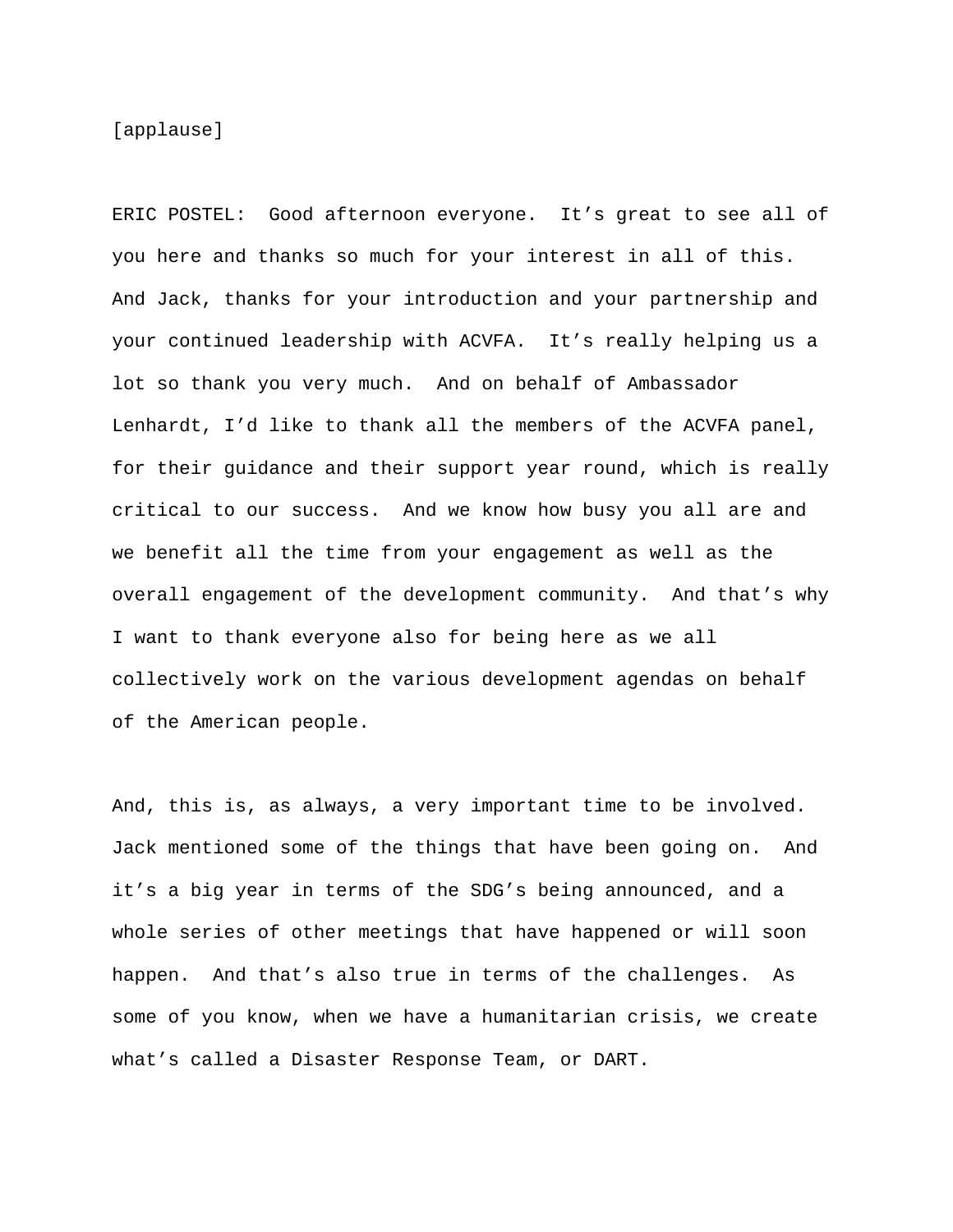[applause]

ERIC POSTEL: Good afternoon everyone. It's great to see all of you here and thanks so much for your interest in all of this. And Jack, thanks for your introduction and your partnership and your continued leadership with ACVFA. It's really helping us a lot so thank you very much. And on behalf of Ambassador Lenhardt, I'd like to thank all the members of the ACVFA panel, for their guidance and their support year round, which is really critical to our success. And we know how busy you all are and we benefit all the time from your engagement as well as the overall engagement of the development community. And that's why I want to thank everyone also for being here as we all collectively work on the various development agendas on behalf of the American people.

And, this is, as always, a very important time to be involved. Jack mentioned some of the things that have been going on. And it's a big year in terms of the SDG's being announced, and a whole series of other meetings that have happened or will soon happen. And that's also true in terms of the challenges. As some of you know, when we have a humanitarian crisis, we create what's called a Disaster Response Team, or DART.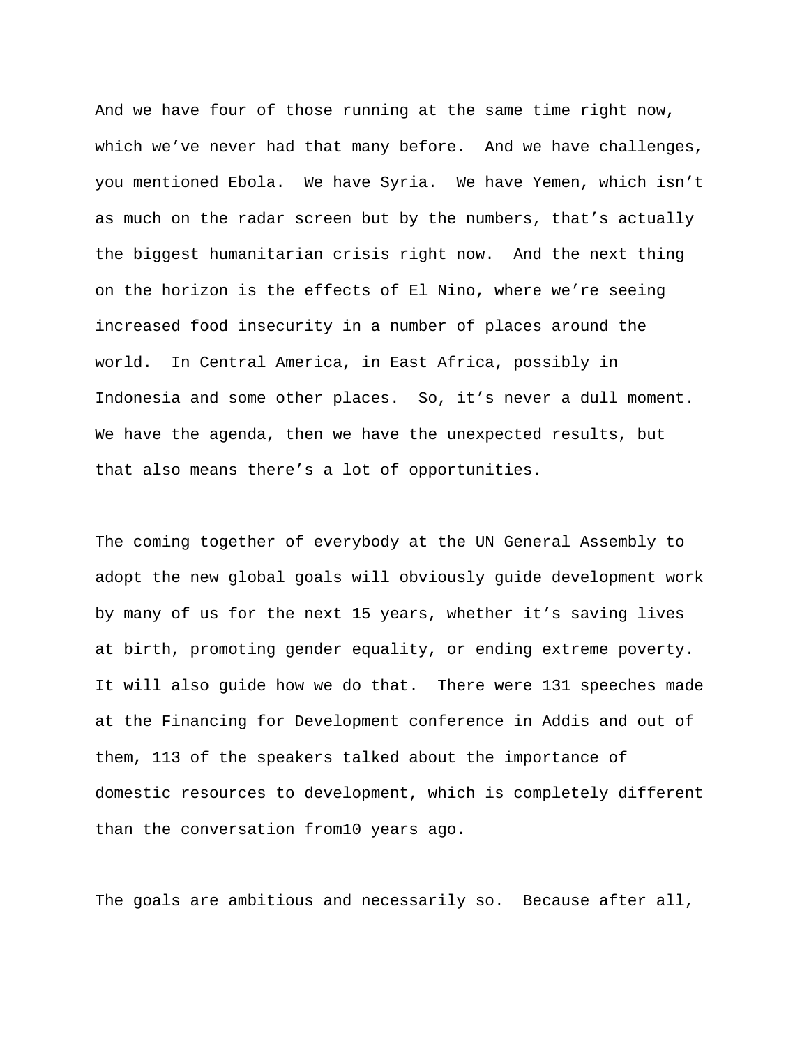And we have four of those running at the same time right now, which we've never had that many before. And we have challenges, you mentioned Ebola. We have Syria. We have Yemen, which isn't as much on the radar screen but by the numbers, that's actually the biggest humanitarian crisis right now. And the next thing on the horizon is the effects of El Nino, where we're seeing increased food insecurity in a number of places around the world. In Central America, in East Africa, possibly in Indonesia and some other places. So, it's never a dull moment. We have the agenda, then we have the unexpected results, but that also means there's a lot of opportunities.

The coming together of everybody at the UN General Assembly to adopt the new global goals will obviously guide development work by many of us for the next 15 years, whether it's saving lives at birth, promoting gender equality, or ending extreme poverty. It will also guide how we do that. There were 131 speeches made at the Financing for Development conference in Addis and out of them, 113 of the speakers talked about the importance of domestic resources to development, which is completely different than the conversation from10 years ago.

The goals are ambitious and necessarily so. Because after all,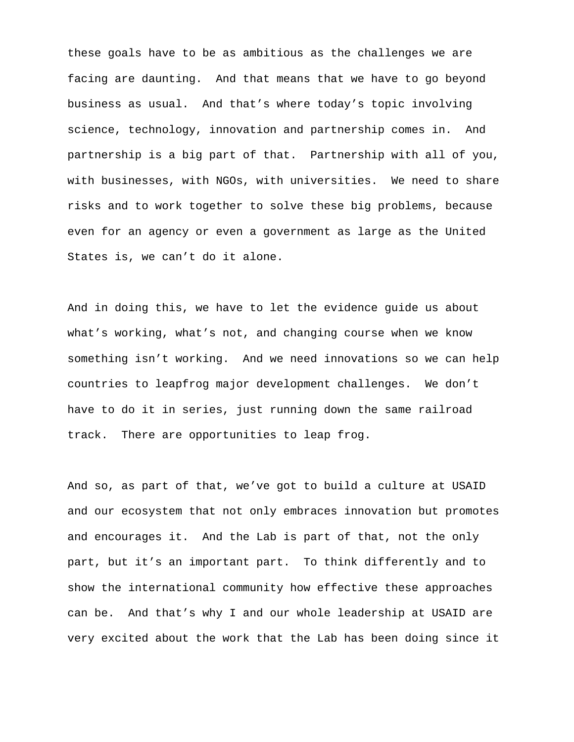these goals have to be as ambitious as the challenges we are facing are daunting. And that means that we have to go beyond business as usual. And that's where today's topic involving science, technology, innovation and partnership comes in. And partnership is a big part of that. Partnership with all of you, with businesses, with NGOs, with universities. We need to share risks and to work together to solve these big problems, because even for an agency or even a government as large as the United States is, we can't do it alone.

And in doing this, we have to let the evidence guide us about what's working, what's not, and changing course when we know something isn't working. And we need innovations so we can help countries to leapfrog major development challenges. We don't have to do it in series, just running down the same railroad track. There are opportunities to leap frog.

And so, as part of that, we've got to build a culture at USAID and our ecosystem that not only embraces innovation but promotes and encourages it. And the Lab is part of that, not the only part, but it's an important part. To think differently and to show the international community how effective these approaches can be. And that's why I and our whole leadership at USAID are very excited about the work that the Lab has been doing since it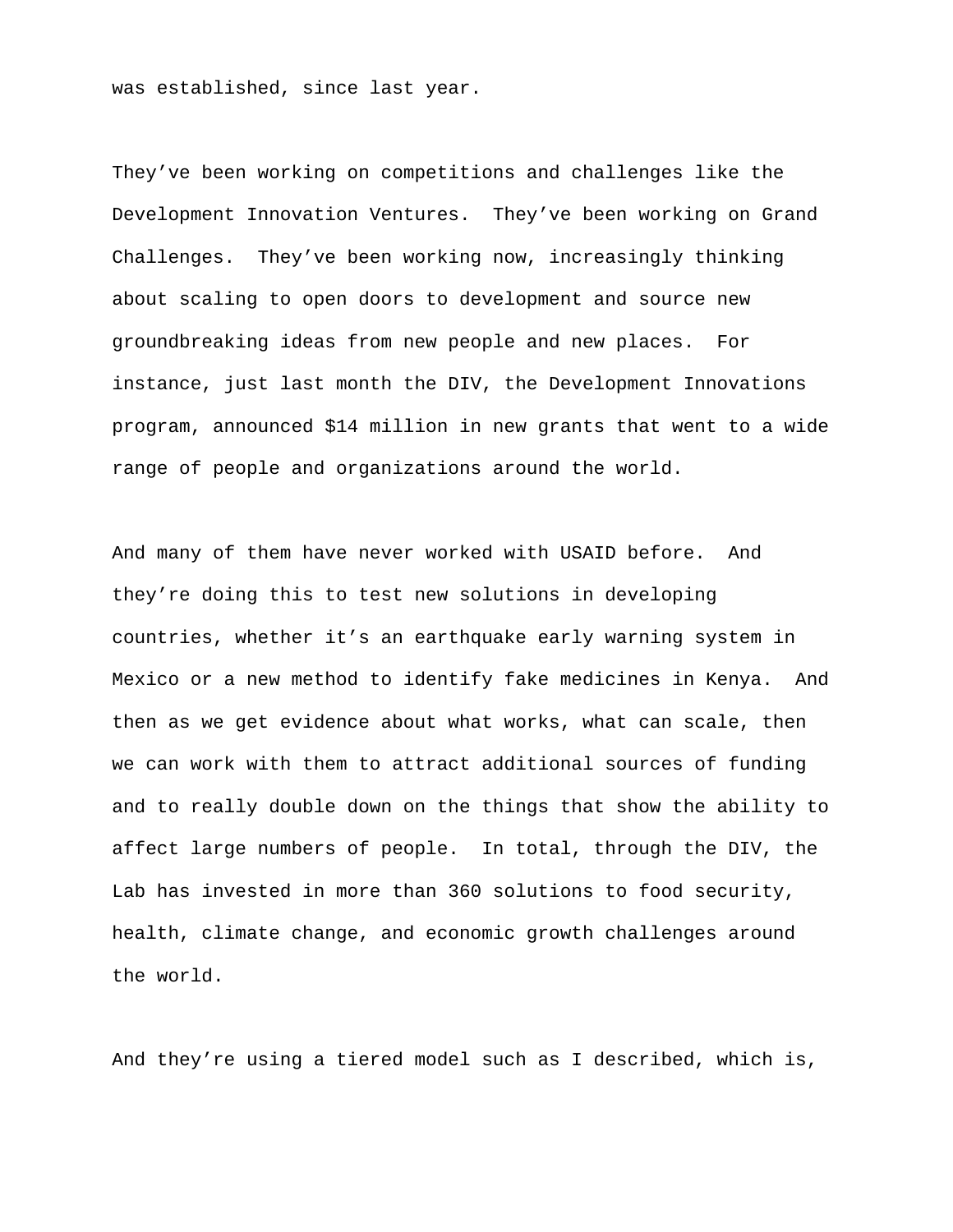was established, since last year.

They've been working on competitions and challenges like the Development Innovation Ventures. They've been working on Grand Challenges. They've been working now, increasingly thinking about scaling to open doors to development and source new groundbreaking ideas from new people and new places. For instance, just last month the DIV, the Development Innovations program, announced $14 million in new grants that went to a wide range of people and organizations around the world.

And many of them have never worked with USAID before. And they're doing this to test new solutions in developing countries, whether it's an earthquake early warning system in Mexico or a new method to identify fake medicines in Kenya. And then as we get evidence about what works, what can scale, then we can work with them to attract additional sources of funding and to really double down on the things that show the ability to affect large numbers of people. In total, through the DIV, the Lab has invested in more than 360 solutions to food security, health, climate change, and economic growth challenges around the world.

And they're using a tiered model such as I described, which is,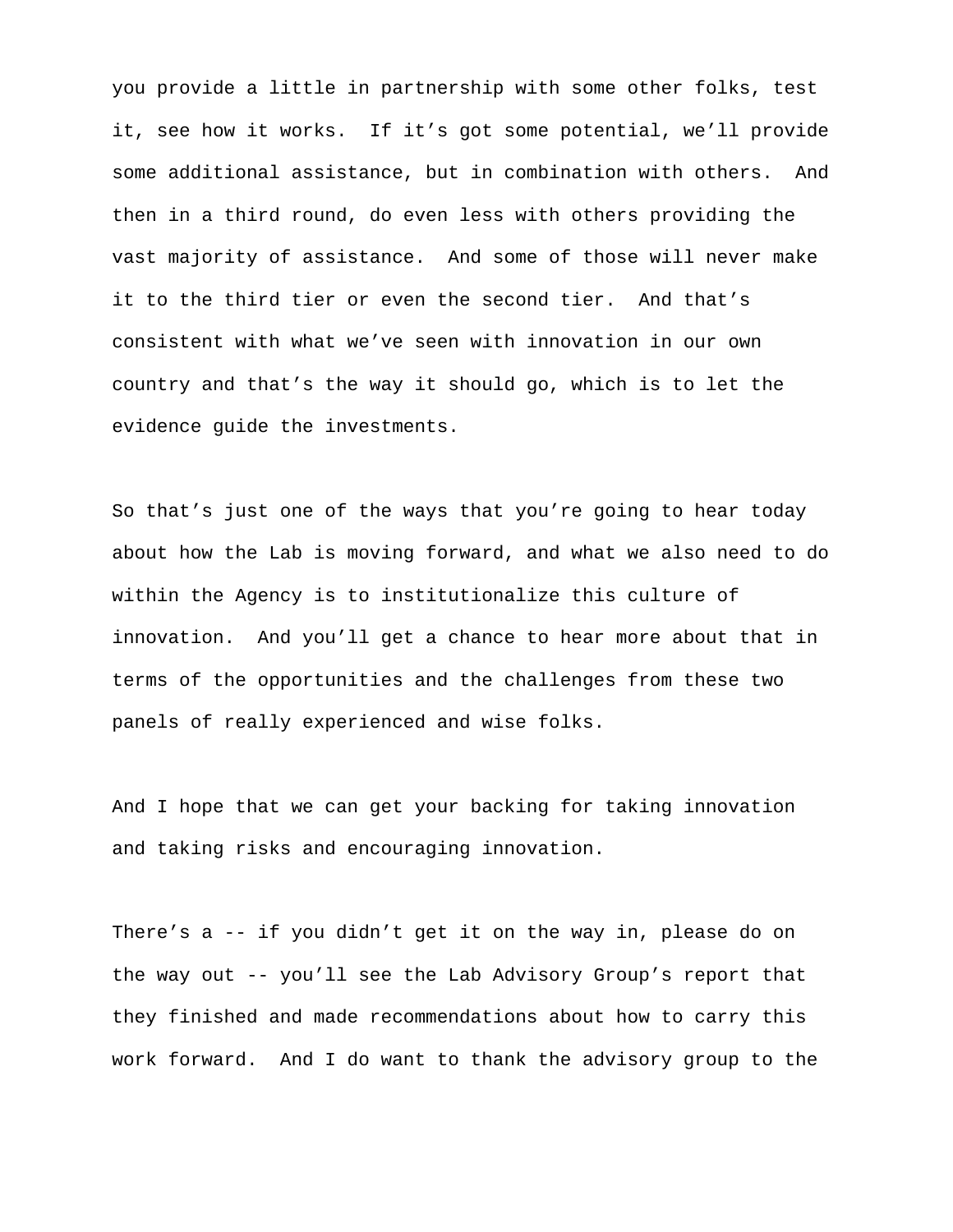you provide a little in partnership with some other folks, test it, see how it works. If it's got some potential, we'll provide some additional assistance, but in combination with others. And then in a third round, do even less with others providing the vast majority of assistance. And some of those will never make it to the third tier or even the second tier. And that's consistent with what we've seen with innovation in our own country and that's the way it should go, which is to let the evidence guide the investments.

So that's just one of the ways that you're going to hear today about how the Lab is moving forward, and what we also need to do within the Agency is to institutionalize this culture of innovation. And you'll get a chance to hear more about that in terms of the opportunities and the challenges from these two panels of really experienced and wise folks.

And I hope that we can get your backing for taking innovation and taking risks and encouraging innovation.

There's a -- if you didn't get it on the way in, please do on the way out -- you'll see the Lab Advisory Group's report that they finished and made recommendations about how to carry this work forward. And I do want to thank the advisory group to the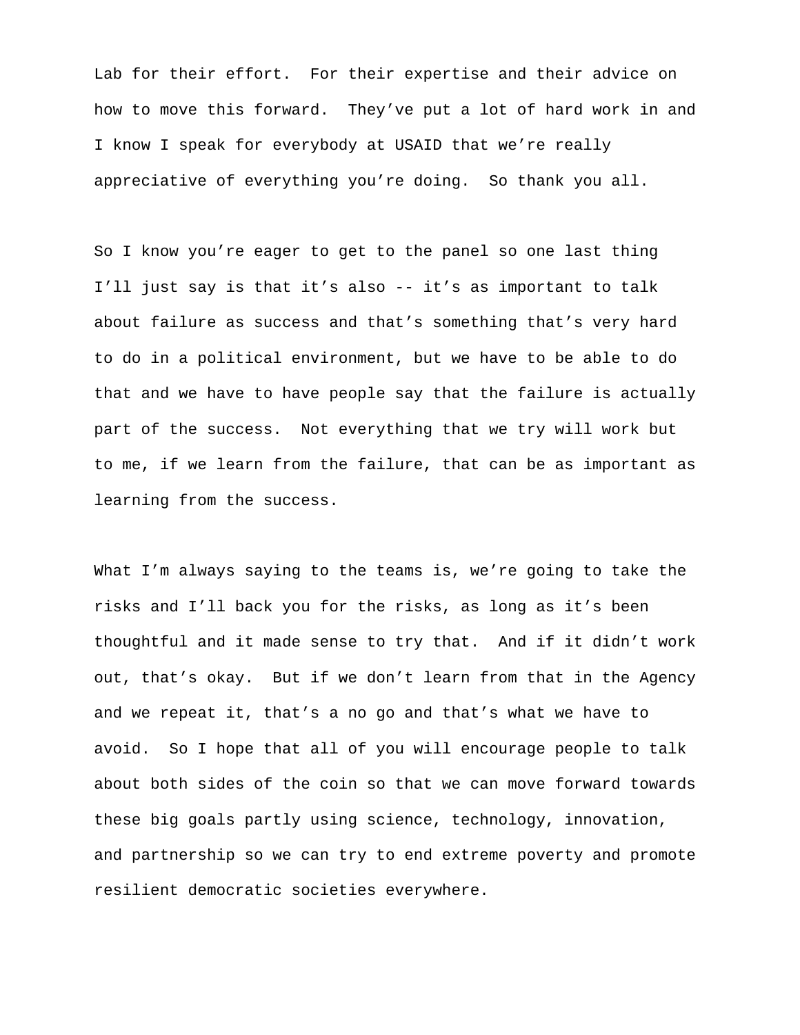Lab for their effort. For their expertise and their advice on how to move this forward. They've put a lot of hard work in and I know I speak for everybody at USAID that we're really appreciative of everything you're doing. So thank you all.

So I know you're eager to get to the panel so one last thing I'll just say is that it's also -- it's as important to talk about failure as success and that's something that's very hard to do in a political environment, but we have to be able to do that and we have to have people say that the failure is actually part of the success. Not everything that we try will work but to me, if we learn from the failure, that can be as important as learning from the success.

What I'm always saying to the teams is, we're going to take the risks and I'll back you for the risks, as long as it's been thoughtful and it made sense to try that. And if it didn't work out, that's okay. But if we don't learn from that in the Agency and we repeat it, that's a no go and that's what we have to avoid. So I hope that all of you will encourage people to talk about both sides of the coin so that we can move forward towards these big goals partly using science, technology, innovation, and partnership so we can try to end extreme poverty and promote resilient democratic societies everywhere.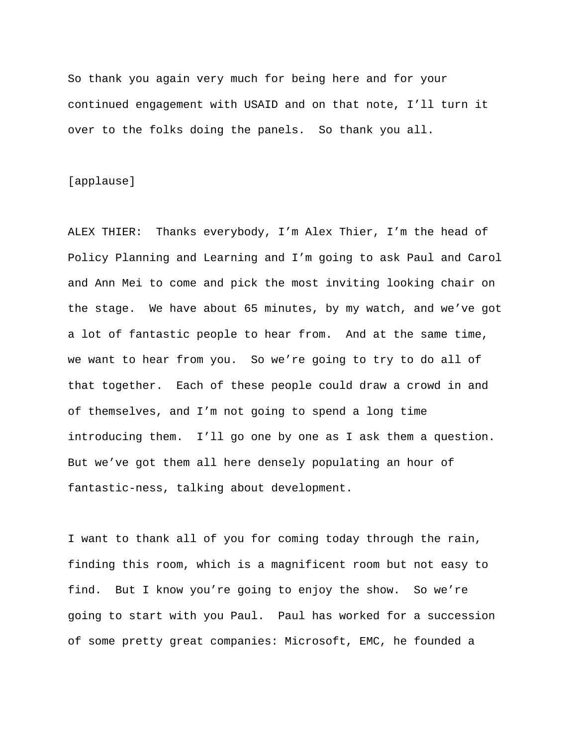So thank you again very much for being here and for your continued engagement with USAID and on that note, I'll turn it over to the folks doing the panels. So thank you all.

[applause]

ALEX THIER: Thanks everybody, I'm Alex Thier, I'm the head of Policy Planning and Learning and I'm going to ask Paul and Carol and Ann Mei to come and pick the most inviting looking chair on the stage. We have about 65 minutes, by my watch, and we've got a lot of fantastic people to hear from. And at the same time, we want to hear from you. So we're going to try to do all of that together. Each of these people could draw a crowd in and of themselves, and I'm not going to spend a long time introducing them. I'll go one by one as I ask them a question. But we've got them all here densely populating an hour of fantastic-ness, talking about development.

I want to thank all of you for coming today through the rain, finding this room, which is a magnificent room but not easy to find. But I know you're going to enjoy the show. So we're going to start with you Paul. Paul has worked for a succession of some pretty great companies: Microsoft, EMC, he founded a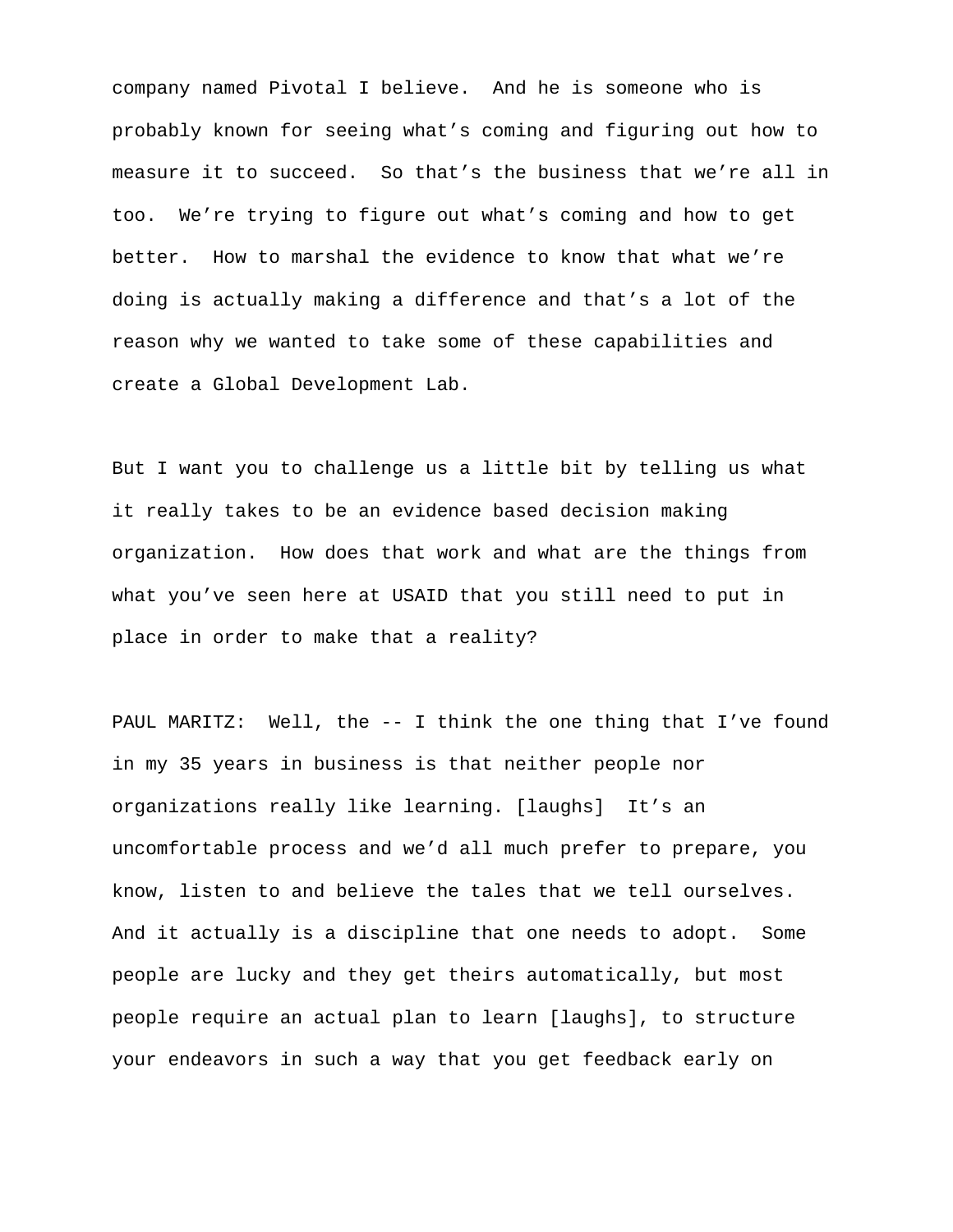company named Pivotal I believe. And he is someone who is probably known for seeing what's coming and figuring out how to measure it to succeed. So that's the business that we're all in too. We're trying to figure out what's coming and how to get better. How to marshal the evidence to know that what we're doing is actually making a difference and that's a lot of the reason why we wanted to take some of these capabilities and create a Global Development Lab.

But I want you to challenge us a little bit by telling us what it really takes to be an evidence based decision making organization. How does that work and what are the things from what you've seen here at USAID that you still need to put in place in order to make that a reality?

PAUL MARITZ: Well, the -- I think the one thing that I've found in my 35 years in business is that neither people nor organizations really like learning. [laughs] It's an uncomfortable process and we'd all much prefer to prepare, you know, listen to and believe the tales that we tell ourselves. And it actually is a discipline that one needs to adopt. Some people are lucky and they get theirs automatically, but most people require an actual plan to learn [laughs], to structure your endeavors in such a way that you get feedback early on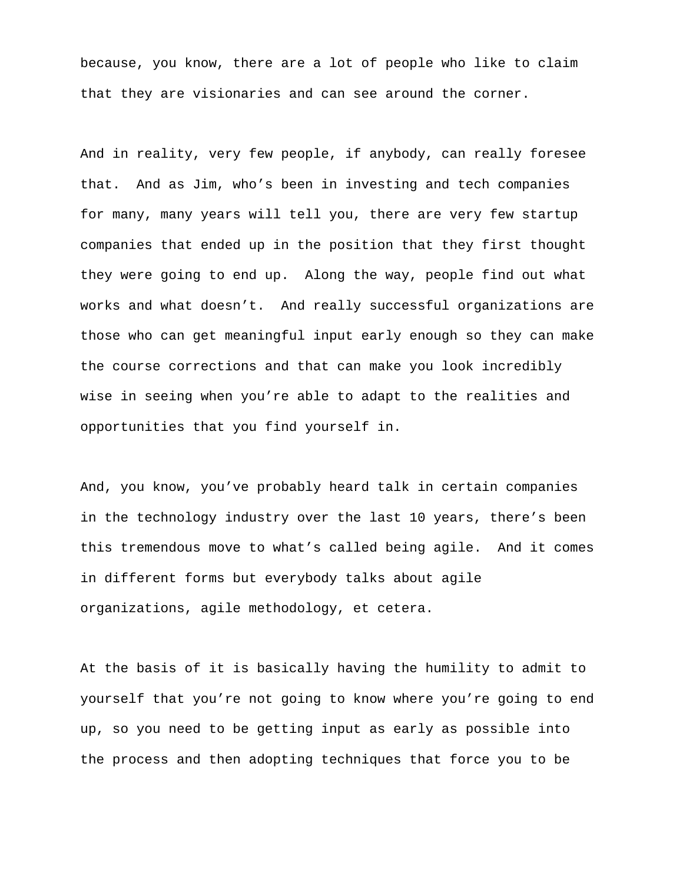because, you know, there are a lot of people who like to claim that they are visionaries and can see around the corner.

And in reality, very few people, if anybody, can really foresee that. And as Jim, who's been in investing and tech companies for many, many years will tell you, there are very few startup companies that ended up in the position that they first thought they were going to end up. Along the way, people find out what works and what doesn't. And really successful organizations are those who can get meaningful input early enough so they can make the course corrections and that can make you look incredibly wise in seeing when you're able to adapt to the realities and opportunities that you find yourself in.

And, you know, you've probably heard talk in certain companies in the technology industry over the last 10 years, there's been this tremendous move to what's called being agile. And it comes in different forms but everybody talks about agile organizations, agile methodology, et cetera.

At the basis of it is basically having the humility to admit to yourself that you're not going to know where you're going to end up, so you need to be getting input as early as possible into the process and then adopting techniques that force you to be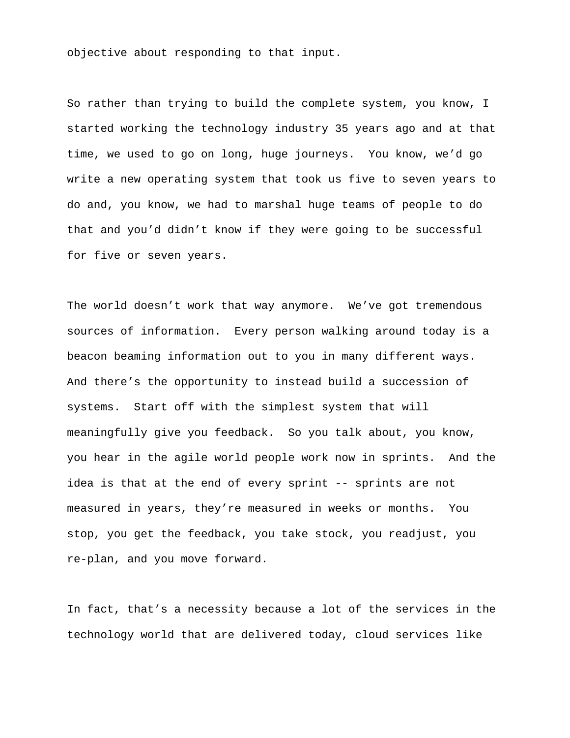objective about responding to that input.

So rather than trying to build the complete system, you know, I started working the technology industry 35 years ago and at that time, we used to go on long, huge journeys.  You know, we'd go write a new operating system that took us five to seven years to do and, you know, we had to marshal huge teams of people to do that and you'd didn't know if they were going to be successful for five or seven years.

The world doesn't work that way anymore.  We've got tremendous sources of information.  Every person walking around today is a beacon beaming information out to you in many different ways.  And there's the opportunity to instead build a succession of systems.  Start off with the simplest system that will meaningfully give you feedback.  So you talk about, you know, you hear in the agile world people work now in sprints.  And the idea is that at the end of every sprint -- sprints are not measured in years, they're measured in weeks or months.  You stop, you get the feedback, you take stock, you readjust, you re-plan, and you move forward.

In fact, that's a necessity because a lot of the services in the technology world that are delivered today, cloud services like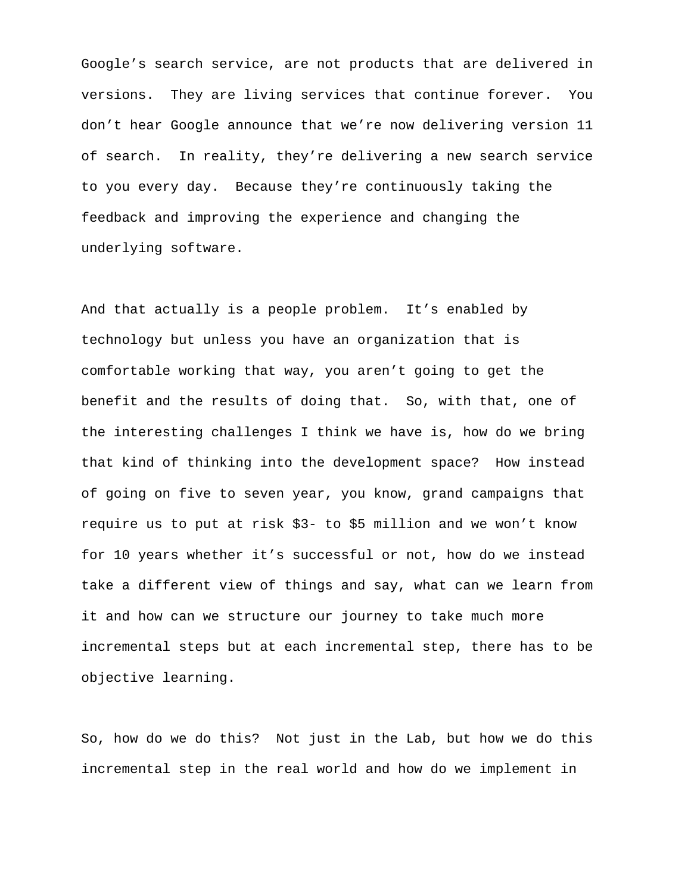Google's search service, are not products that are delivered in versions. They are living services that continue forever. You don't hear Google announce that we're now delivering version 11 of search. In reality, they're delivering a new search service to you every day. Because they're continuously taking the feedback and improving the experience and changing the underlying software.

And that actually is a people problem. It's enabled by technology but unless you have an organization that is comfortable working that way, you aren't going to get the benefit and the results of doing that. So, with that, one of the interesting challenges I think we have is, how do we bring that kind of thinking into the development space? How instead of going on five to seven year, you know, grand campaigns that require us to put at risk $3- to $5 million and we won't know for 10 years whether it's successful or not, how do we instead take a different view of things and say, what can we learn from it and how can we structure our journey to take much more incremental steps but at each incremental step, there has to be objective learning.

So, how do we do this? Not just in the Lab, but how we do this incremental step in the real world and how do we implement in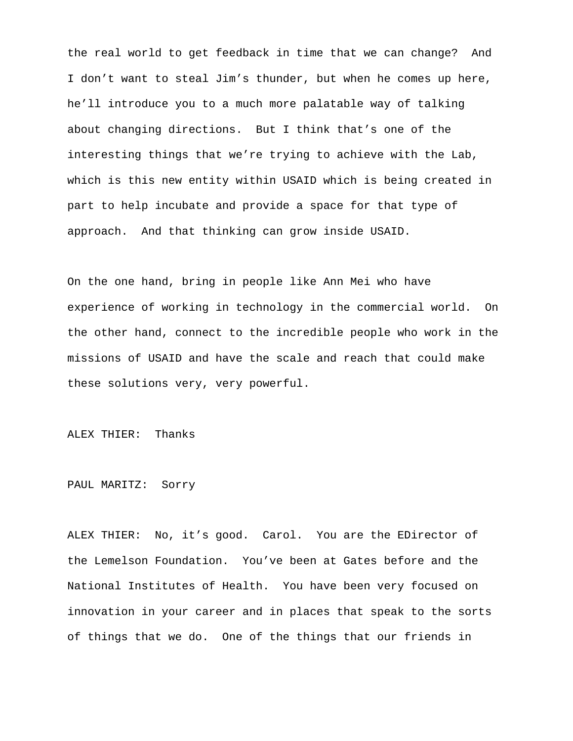the real world to get feedback in time that we can change? And I don't want to steal Jim's thunder, but when he comes up here, he'll introduce you to a much more palatable way of talking about changing directions. But I think that's one of the interesting things that we're trying to achieve with the Lab, which is this new entity within USAID which is being created in part to help incubate and provide a space for that type of approach. And that thinking can grow inside USAID.

On the one hand, bring in people like Ann Mei who have experience of working in technology in the commercial world. On the other hand, connect to the incredible people who work in the missions of USAID and have the scale and reach that could make these solutions very, very powerful.

ALEX THIER: Thanks

PAUL MARITZ: Sorry

ALEX THIER: No, it's good. Carol. You are the EDirector of the Lemelson Foundation. You've been at Gates before and the National Institutes of Health. You have been very focused on innovation in your career and in places that speak to the sorts of things that we do. One of the things that our friends in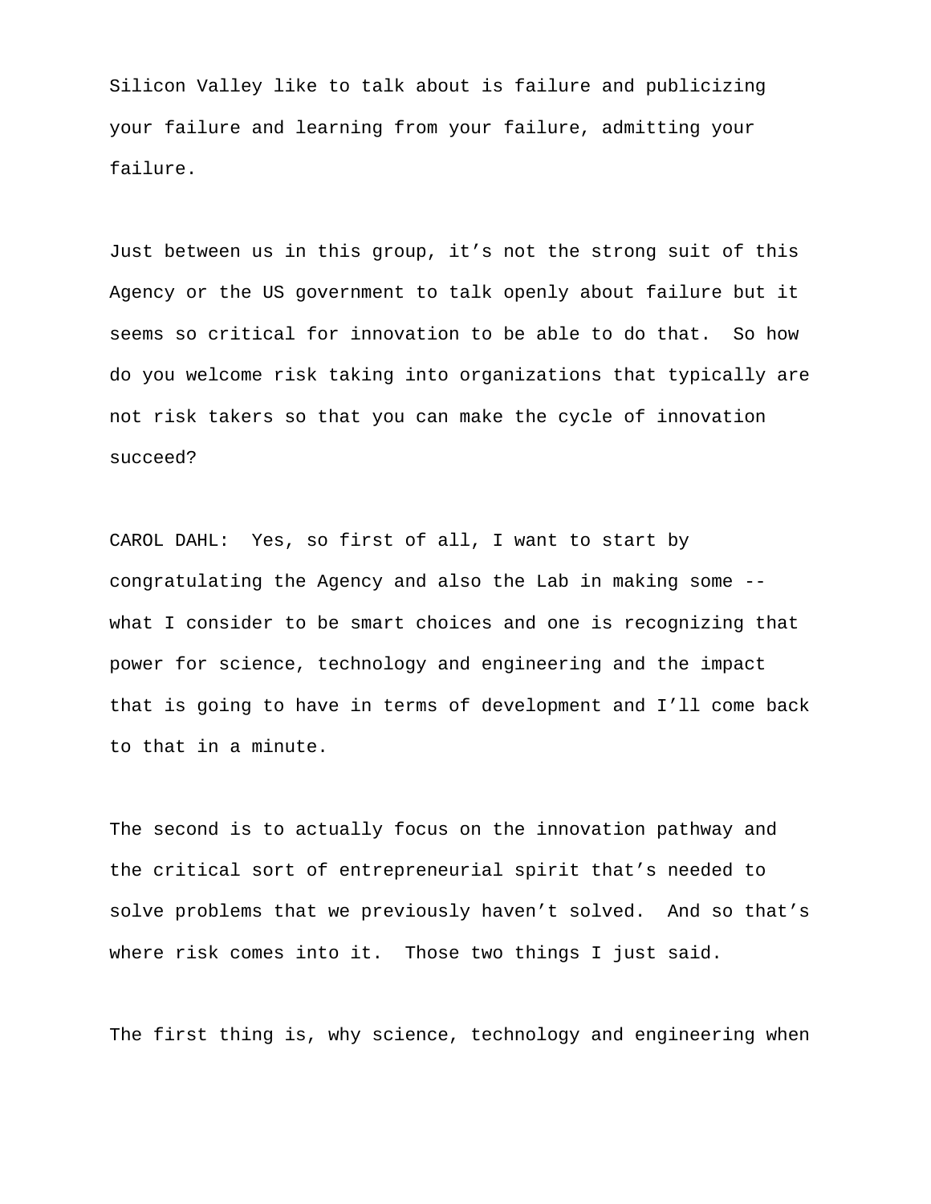Silicon Valley like to talk about is failure and publicizing your failure and learning from your failure, admitting your failure.

Just between us in this group, it’s not the strong suit of this Agency or the US government to talk openly about failure but it seems so critical for innovation to be able to do that.  So how do you welcome risk taking into organizations that typically are not risk takers so that you can make the cycle of innovation succeed?

CAROL DAHL:  Yes, so first of all, I want to start by congratulating the Agency and also the Lab in making some -- what I consider to be smart choices and one is recognizing that power for science, technology and engineering and the impact that is going to have in terms of development and I’ll come back to that in a minute.

The second is to actually focus on the innovation pathway and the critical sort of entrepreneurial spirit that’s needed to solve problems that we previously haven’t solved.  And so that’s where risk comes into it.  Those two things I just said.

The first thing is, why science, technology and engineering when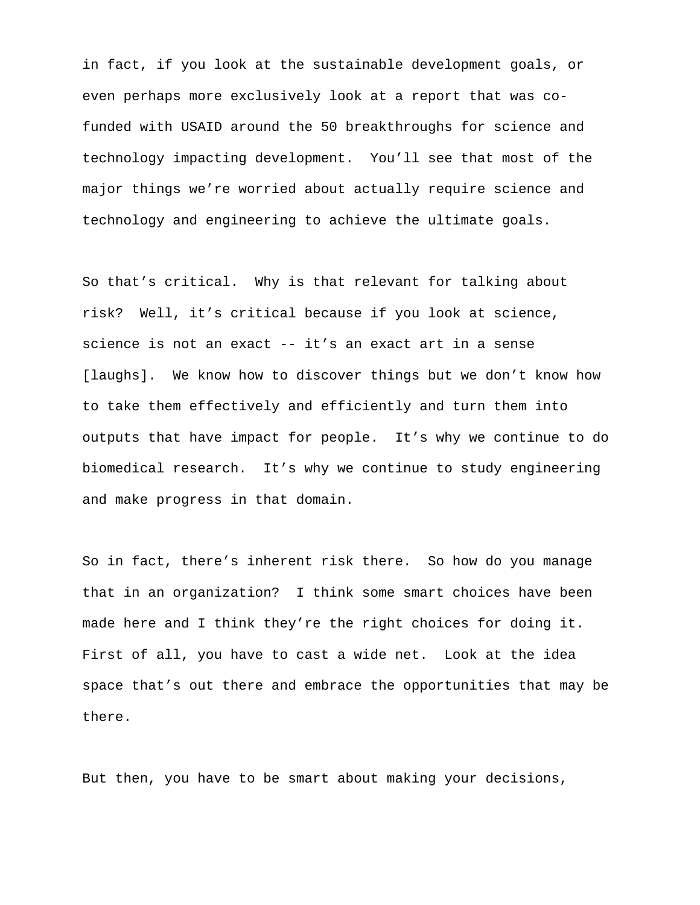in fact, if you look at the sustainable development goals, or even perhaps more exclusively look at a report that was co-funded with USAID around the 50 breakthroughs for science and technology impacting development. You'll see that most of the major things we're worried about actually require science and technology and engineering to achieve the ultimate goals.

So that's critical. Why is that relevant for talking about risk? Well, it's critical because if you look at science, science is not an exact -- it's an exact art in a sense [laughs]. We know how to discover things but we don't know how to take them effectively and efficiently and turn them into outputs that have impact for people. It's why we continue to do biomedical research. It's why we continue to study engineering and make progress in that domain.

So in fact, there's inherent risk there. So how do you manage that in an organization? I think some smart choices have been made here and I think they're the right choices for doing it. First of all, you have to cast a wide net. Look at the idea space that's out there and embrace the opportunities that may be there.

But then, you have to be smart about making your decisions,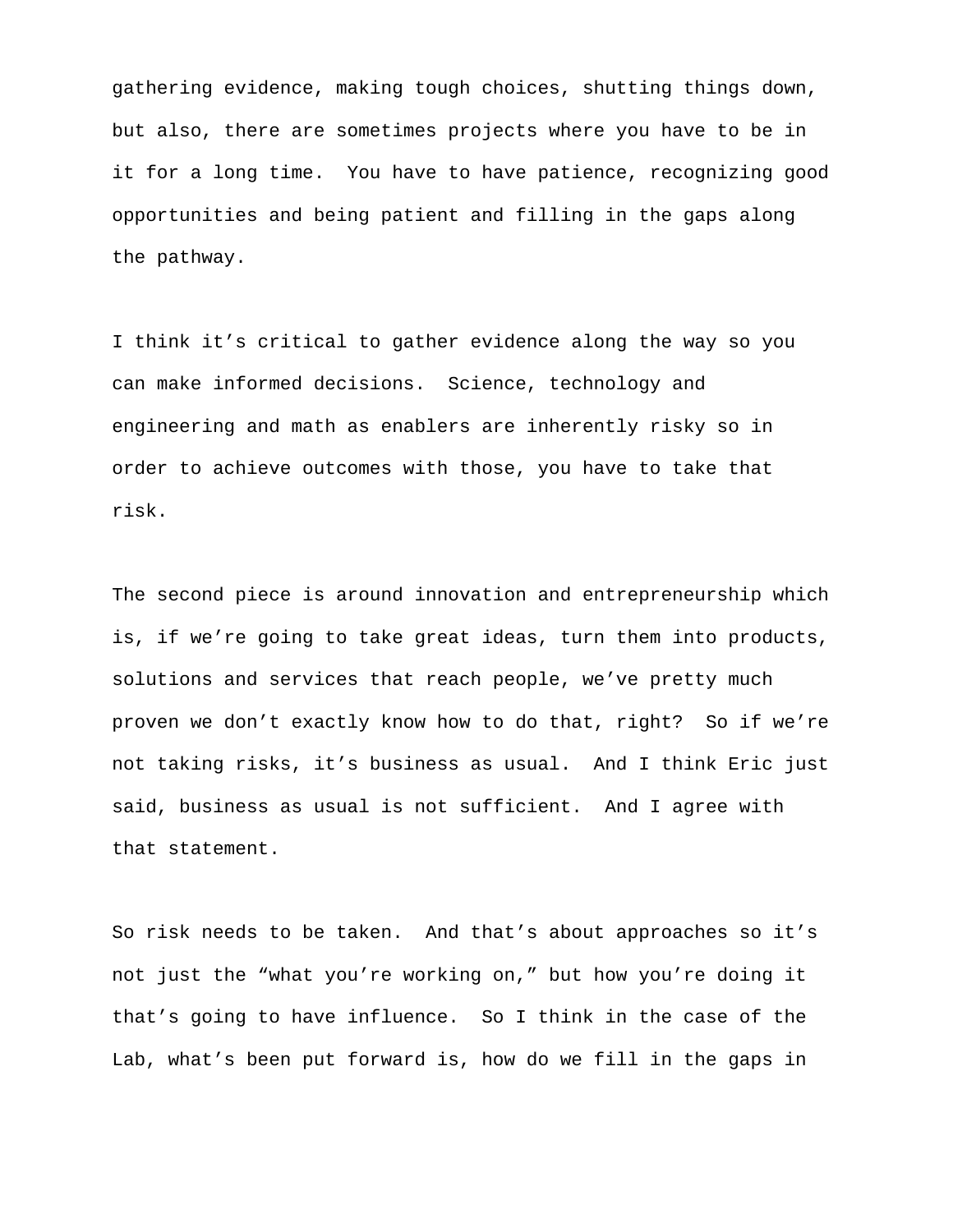gathering evidence, making tough choices, shutting things down, but also, there are sometimes projects where you have to be in it for a long time.  You have to have patience, recognizing good opportunities and being patient and filling in the gaps along the pathway.

I think it's critical to gather evidence along the way so you can make informed decisions.  Science, technology and engineering and math as enablers are inherently risky so in order to achieve outcomes with those, you have to take that risk.

The second piece is around innovation and entrepreneurship which is, if we're going to take great ideas, turn them into products, solutions and services that reach people, we've pretty much proven we don't exactly know how to do that, right?  So if we're not taking risks, it's business as usual.  And I think Eric just said, business as usual is not sufficient.  And I agree with that statement.

So risk needs to be taken.  And that's about approaches so it's not just the "what you're working on," but how you're doing it that's going to have influence.  So I think in the case of the Lab, what's been put forward is, how do we fill in the gaps in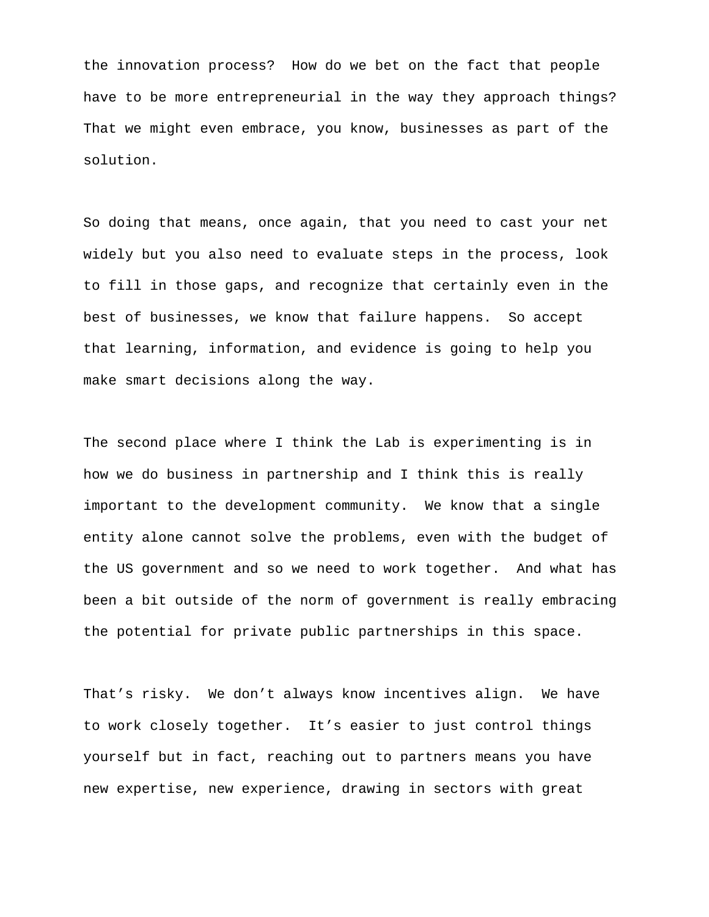the innovation process? How do we bet on the fact that people have to be more entrepreneurial in the way they approach things? That we might even embrace, you know, businesses as part of the solution.

So doing that means, once again, that you need to cast your net widely but you also need to evaluate steps in the process, look to fill in those gaps, and recognize that certainly even in the best of businesses, we know that failure happens. So accept that learning, information, and evidence is going to help you make smart decisions along the way.

The second place where I think the Lab is experimenting is in how we do business in partnership and I think this is really important to the development community. We know that a single entity alone cannot solve the problems, even with the budget of the US government and so we need to work together. And what has been a bit outside of the norm of government is really embracing the potential for private public partnerships in this space.

That's risky. We don't always know incentives align. We have to work closely together. It's easier to just control things yourself but in fact, reaching out to partners means you have new expertise, new experience, drawing in sectors with great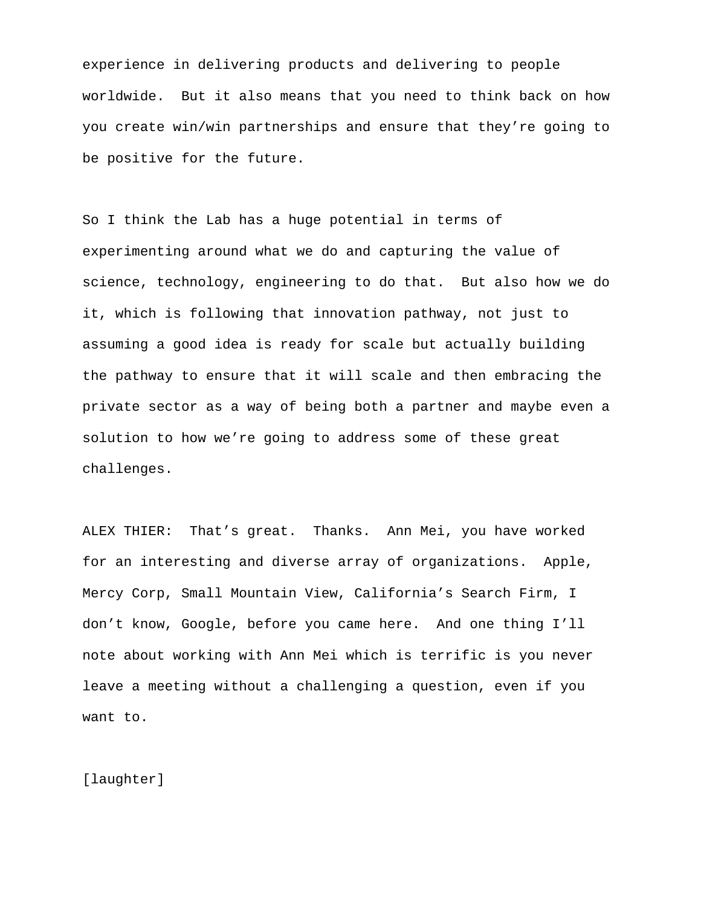experience in delivering products and delivering to people worldwide. But it also means that you need to think back on how you create win/win partnerships and ensure that they're going to be positive for the future.

So I think the Lab has a huge potential in terms of experimenting around what we do and capturing the value of science, technology, engineering to do that. But also how we do it, which is following that innovation pathway, not just to assuming a good idea is ready for scale but actually building the pathway to ensure that it will scale and then embracing the private sector as a way of being both a partner and maybe even a solution to how we're going to address some of these great challenges.

ALEX THIER: That's great. Thanks. Ann Mei, you have worked for an interesting and diverse array of organizations. Apple, Mercy Corp, Small Mountain View, California's Search Firm, I don't know, Google, before you came here. And one thing I'll note about working with Ann Mei which is terrific is you never leave a meeting without a challenging a question, even if you want to.

[laughter]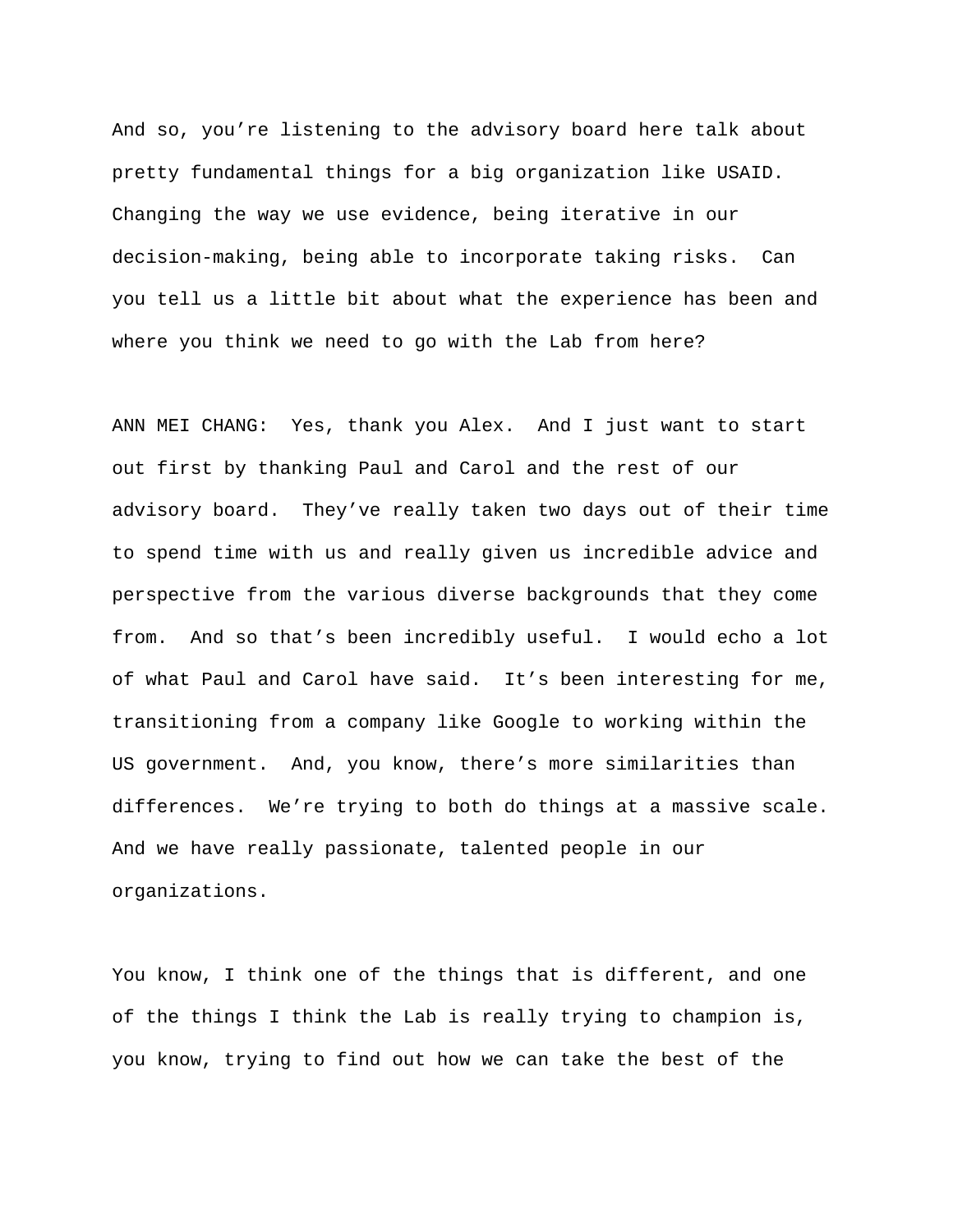And so, you're listening to the advisory board here talk about pretty fundamental things for a big organization like USAID. Changing the way we use evidence, being iterative in our decision-making, being able to incorporate taking risks. Can you tell us a little bit about what the experience has been and where you think we need to go with the Lab from here?

ANN MEI CHANG: Yes, thank you Alex. And I just want to start out first by thanking Paul and Carol and the rest of our advisory board. They've really taken two days out of their time to spend time with us and really given us incredible advice and perspective from the various diverse backgrounds that they come from. And so that's been incredibly useful. I would echo a lot of what Paul and Carol have said. It's been interesting for me, transitioning from a company like Google to working within the US government. And, you know, there's more similarities than differences. We're trying to both do things at a massive scale. And we have really passionate, talented people in our organizations.

You know, I think one of the things that is different, and one of the things I think the Lab is really trying to champion is, you know, trying to find out how we can take the best of the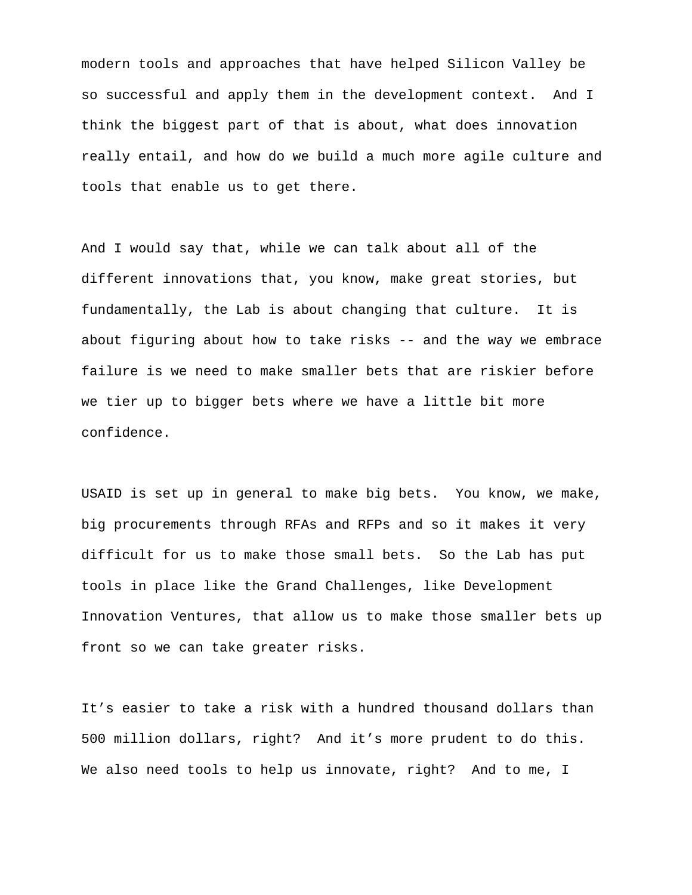modern tools and approaches that have helped Silicon Valley be so successful and apply them in the development context. And I think the biggest part of that is about, what does innovation really entail, and how do we build a much more agile culture and tools that enable us to get there.

And I would say that, while we can talk about all of the different innovations that, you know, make great stories, but fundamentally, the Lab is about changing that culture. It is about figuring about how to take risks -- and the way we embrace failure is we need to make smaller bets that are riskier before we tier up to bigger bets where we have a little bit more confidence.

USAID is set up in general to make big bets. You know, we make, big procurements through RFAs and RFPs and so it makes it very difficult for us to make those small bets. So the Lab has put tools in place like the Grand Challenges, like Development Innovation Ventures, that allow us to make those smaller bets up front so we can take greater risks.

It's easier to take a risk with a hundred thousand dollars than 500 million dollars, right? And it's more prudent to do this. We also need tools to help us innovate, right? And to me, I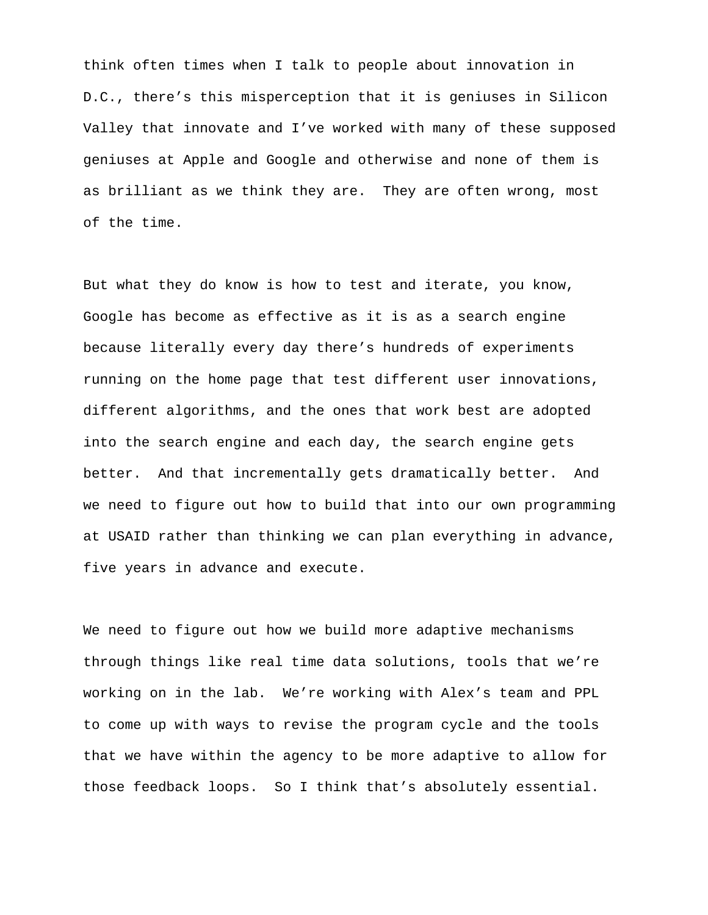think often times when I talk to people about innovation in D.C., there's this misperception that it is geniuses in Silicon Valley that innovate and I've worked with many of these supposed geniuses at Apple and Google and otherwise and none of them is as brilliant as we think they are.  They are often wrong, most of the time.

But what they do know is how to test and iterate, you know, Google has become as effective as it is as a search engine because literally every day there's hundreds of experiments running on the home page that test different user innovations, different algorithms, and the ones that work best are adopted into the search engine and each day, the search engine gets better.  And that incrementally gets dramatically better.  And we need to figure out how to build that into our own programming at USAID rather than thinking we can plan everything in advance, five years in advance and execute.

We need to figure out how we build more adaptive mechanisms through things like real time data solutions, tools that we're working on in the lab.  We're working with Alex's team and PPL to come up with ways to revise the program cycle and the tools that we have within the agency to be more adaptive to allow for those feedback loops.  So I think that's absolutely essential.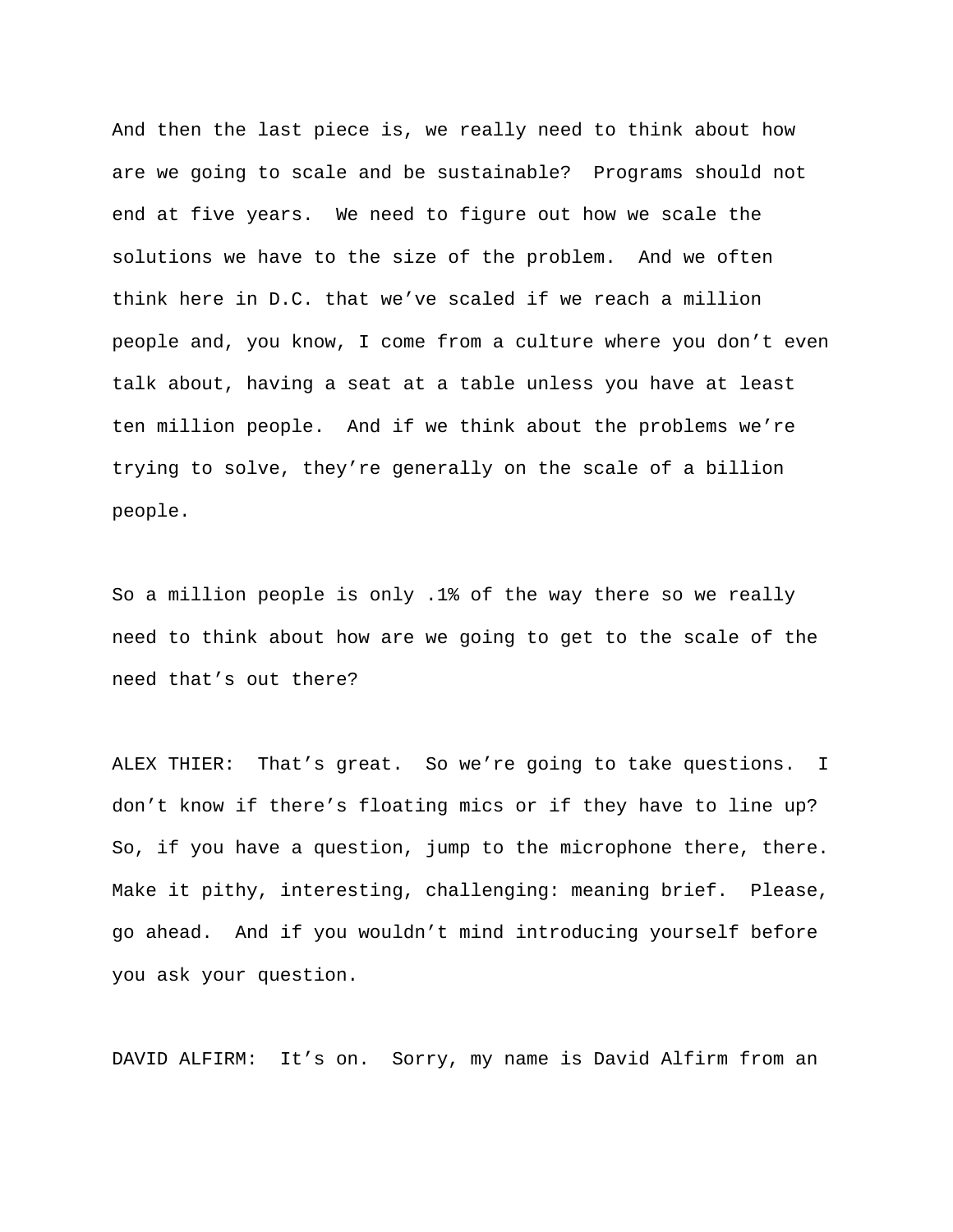And then the last piece is, we really need to think about how are we going to scale and be sustainable? Programs should not end at five years. We need to figure out how we scale the solutions we have to the size of the problem. And we often think here in D.C. that we’ve scaled if we reach a million people and, you know, I come from a culture where you don’t even talk about, having a seat at a table unless you have at least ten million people. And if we think about the problems we’re trying to solve, they’re generally on the scale of a billion people.

So a million people is only .1% of the way there so we really need to think about how are we going to get to the scale of the need that’s out there?

ALEX THIER: That’s great. So we’re going to take questions. I don’t know if there’s floating mics or if they have to line up? So, if you have a question, jump to the microphone there, there. Make it pithy, interesting, challenging: meaning brief. Please, go ahead. And if you wouldn’t mind introducing yourself before you ask your question.

DAVID ALFIRM: It’s on. Sorry, my name is David Alfirm from an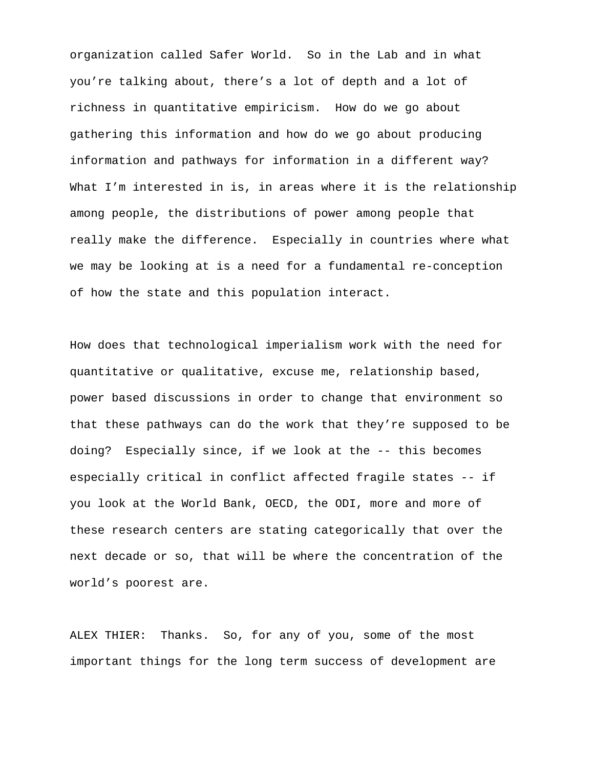organization called Safer World. So in the Lab and in what you're talking about, there's a lot of depth and a lot of richness in quantitative empiricism. How do we go about gathering this information and how do we go about producing information and pathways for information in a different way? What I'm interested in is, in areas where it is the relationship among people, the distributions of power among people that really make the difference. Especially in countries where what we may be looking at is a need for a fundamental re-conception of how the state and this population interact.

How does that technological imperialism work with the need for quantitative or qualitative, excuse me, relationship based, power based discussions in order to change that environment so that these pathways can do the work that they're supposed to be doing? Especially since, if we look at the -- this becomes especially critical in conflict affected fragile states -- if you look at the World Bank, OECD, the ODI, more and more of these research centers are stating categorically that over the next decade or so, that will be where the concentration of the world's poorest are.

ALEX THIER: Thanks. So, for any of you, some of the most important things for the long term success of development are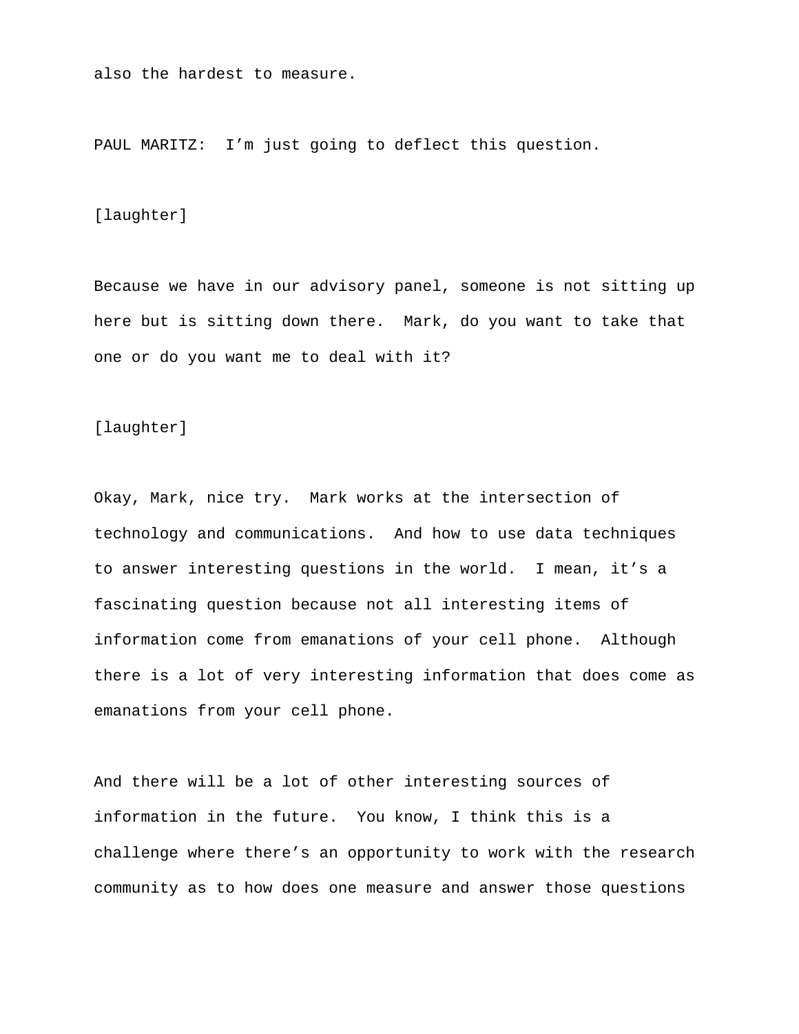also the hardest to measure.

PAUL MARITZ: I'm just going to deflect this question.

[laughter]

Because we have in our advisory panel, someone is not sitting up here but is sitting down there. Mark, do you want to take that one or do you want me to deal with it?

[laughter]

Okay, Mark, nice try. Mark works at the intersection of technology and communications. And how to use data techniques to answer interesting questions in the world. I mean, it's a fascinating question because not all interesting items of information come from emanations of your cell phone. Although there is a lot of very interesting information that does come as emanations from your cell phone.

And there will be a lot of other interesting sources of information in the future. You know, I think this is a challenge where there's an opportunity to work with the research community as to how does one measure and answer those questions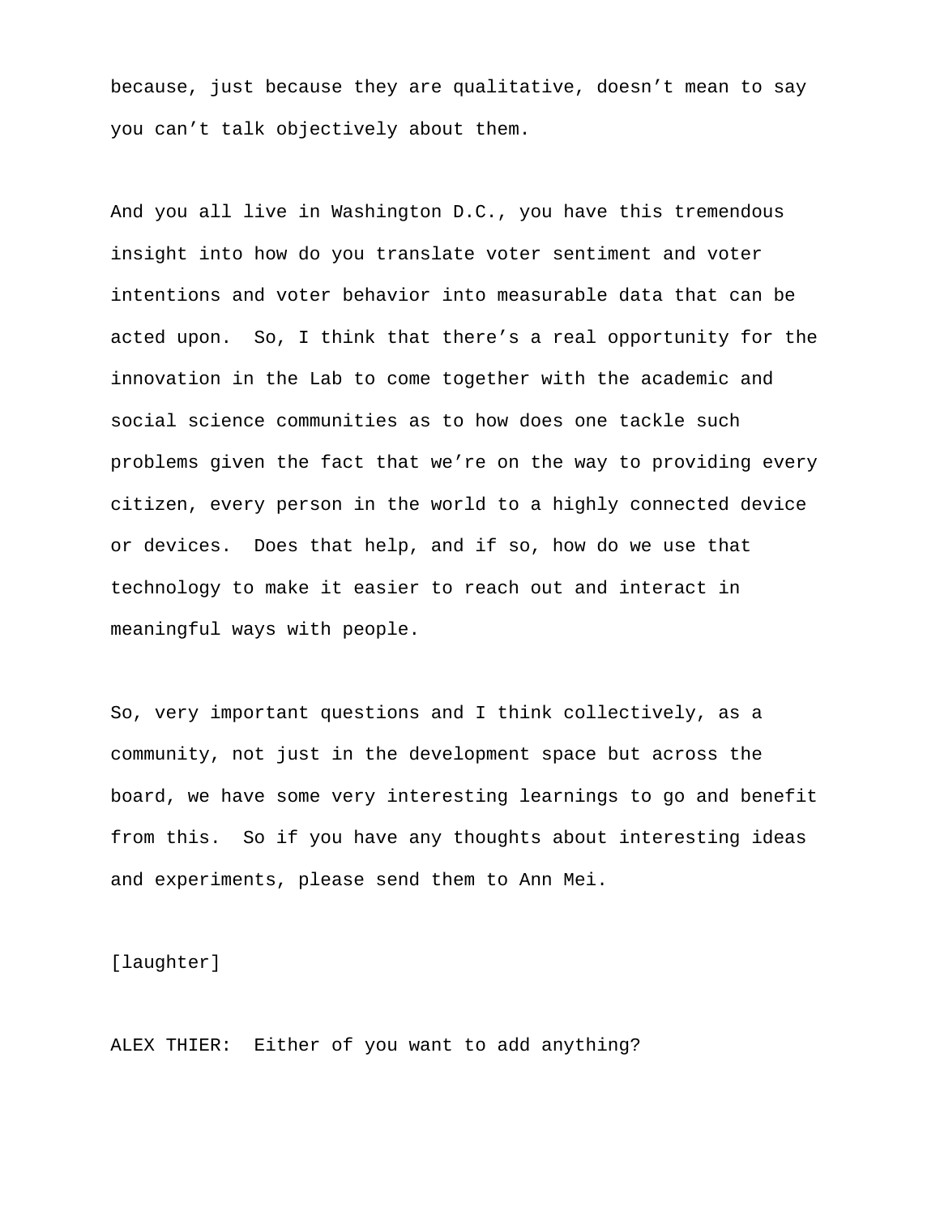because, just because they are qualitative, doesn't mean to say you can't talk objectively about them.

And you all live in Washington D.C., you have this tremendous insight into how do you translate voter sentiment and voter intentions and voter behavior into measurable data that can be acted upon. So, I think that there's a real opportunity for the innovation in the Lab to come together with the academic and social science communities as to how does one tackle such problems given the fact that we're on the way to providing every citizen, every person in the world to a highly connected device or devices. Does that help, and if so, how do we use that technology to make it easier to reach out and interact in meaningful ways with people.

So, very important questions and I think collectively, as a community, not just in the development space but across the board, we have some very interesting learnings to go and benefit from this. So if you have any thoughts about interesting ideas and experiments, please send them to Ann Mei.

[laughter]

ALEX THIER: Either of you want to add anything?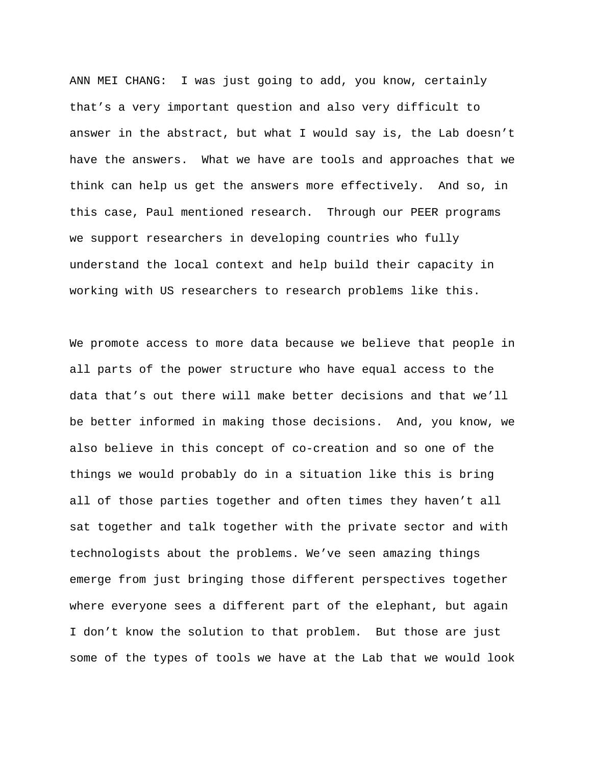ANN MEI CHANG: I was just going to add, you know, certainly that's a very important question and also very difficult to answer in the abstract, but what I would say is, the Lab doesn't have the answers. What we have are tools and approaches that we think can help us get the answers more effectively. And so, in this case, Paul mentioned research. Through our PEER programs we support researchers in developing countries who fully understand the local context and help build their capacity in working with US researchers to research problems like this.

We promote access to more data because we believe that people in all parts of the power structure who have equal access to the data that's out there will make better decisions and that we'll be better informed in making those decisions. And, you know, we also believe in this concept of co-creation and so one of the things we would probably do in a situation like this is bring all of those parties together and often times they haven't all sat together and talk together with the private sector and with technologists about the problems. We've seen amazing things emerge from just bringing those different perspectives together where everyone sees a different part of the elephant, but again I don't know the solution to that problem. But those are just some of the types of tools we have at the Lab that we would look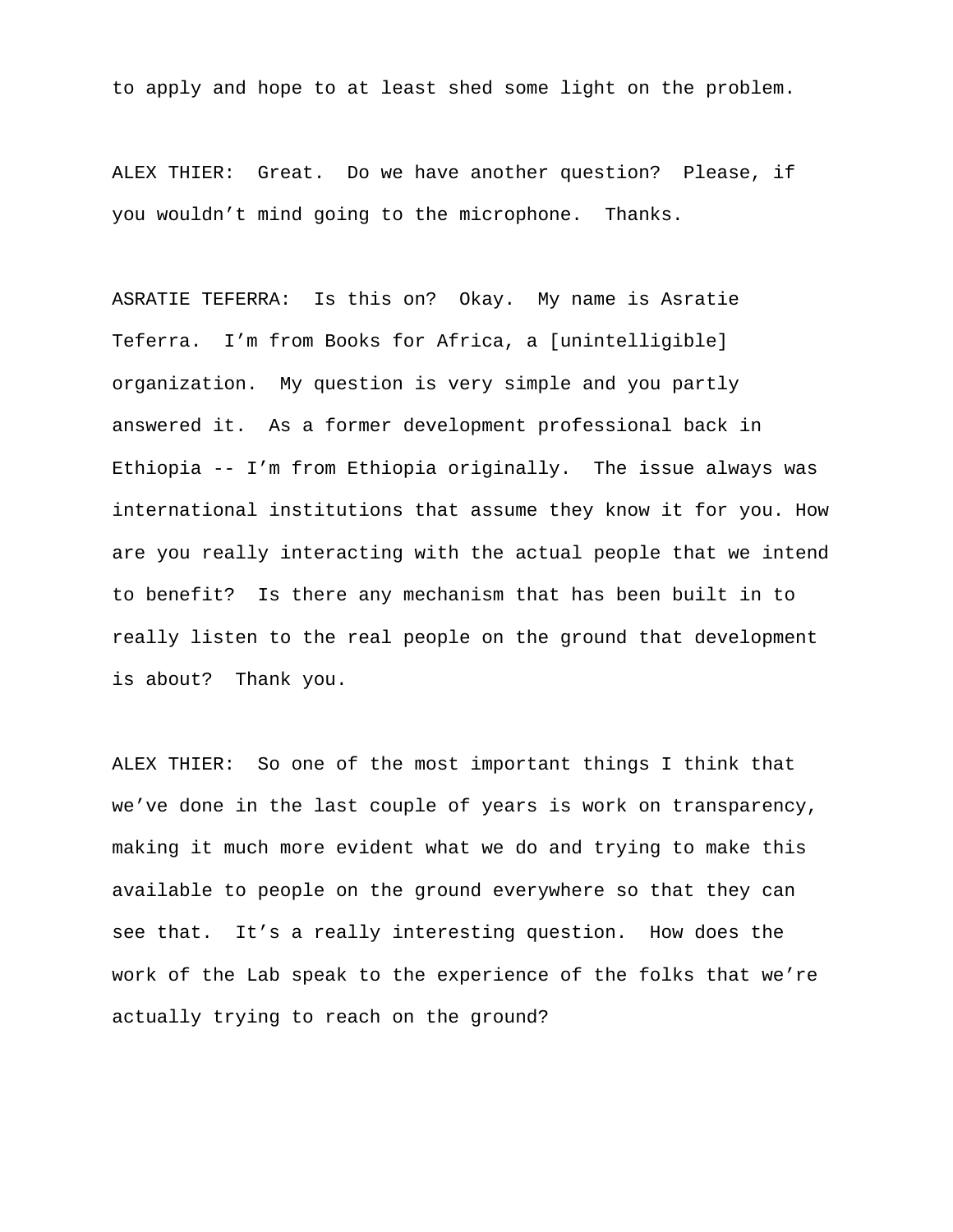to apply and hope to at least shed some light on the problem.

ALEX THIER: Great. Do we have another question? Please, if you wouldn't mind going to the microphone. Thanks.

ASRATIE TEFERRA: Is this on? Okay. My name is Asratie Teferra. I'm from Books for Africa, a [unintelligible] organization. My question is very simple and you partly answered it. As a former development professional back in Ethiopia -- I'm from Ethiopia originally. The issue always was international institutions that assume they know it for you. How are you really interacting with the actual people that we intend to benefit? Is there any mechanism that has been built in to really listen to the real people on the ground that development is about? Thank you.

ALEX THIER: So one of the most important things I think that we've done in the last couple of years is work on transparency, making it much more evident what we do and trying to make this available to people on the ground everywhere so that they can see that. It's a really interesting question. How does the work of the Lab speak to the experience of the folks that we're actually trying to reach on the ground?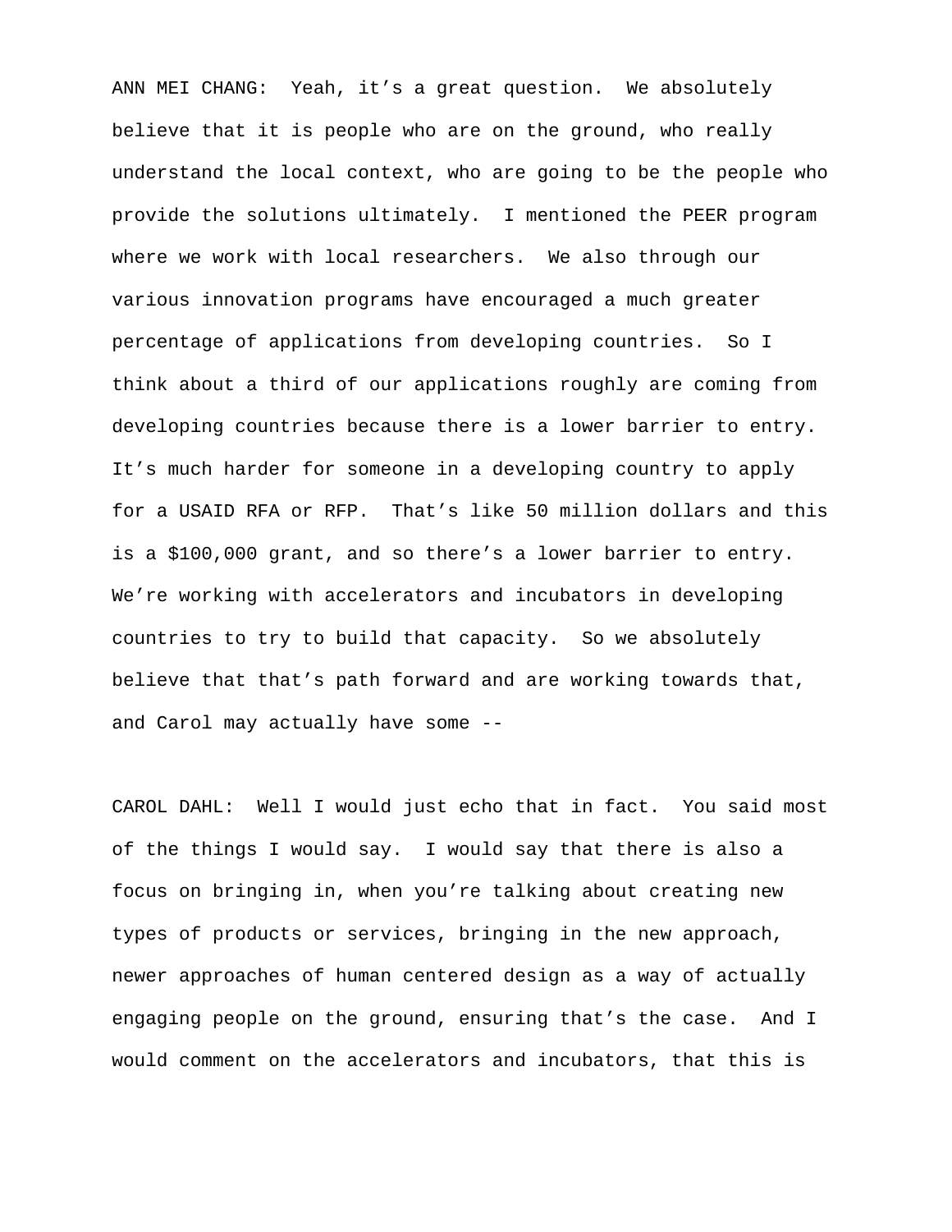ANN MEI CHANG: Yeah, it's a great question. We absolutely believe that it is people who are on the ground, who really understand the local context, who are going to be the people who provide the solutions ultimately. I mentioned the PEER program where we work with local researchers. We also through our various innovation programs have encouraged a much greater percentage of applications from developing countries. So I think about a third of our applications roughly are coming from developing countries because there is a lower barrier to entry. It's much harder for someone in a developing country to apply for a USAID RFA or RFP. That's like 50 million dollars and this is a $100,000 grant, and so there's a lower barrier to entry. We're working with accelerators and incubators in developing countries to try to build that capacity. So we absolutely believe that that's path forward and are working towards that, and Carol may actually have some --

CAROL DAHL: Well I would just echo that in fact. You said most of the things I would say. I would say that there is also a focus on bringing in, when you're talking about creating new types of products or services, bringing in the new approach, newer approaches of human centered design as a way of actually engaging people on the ground, ensuring that's the case. And I would comment on the accelerators and incubators, that this is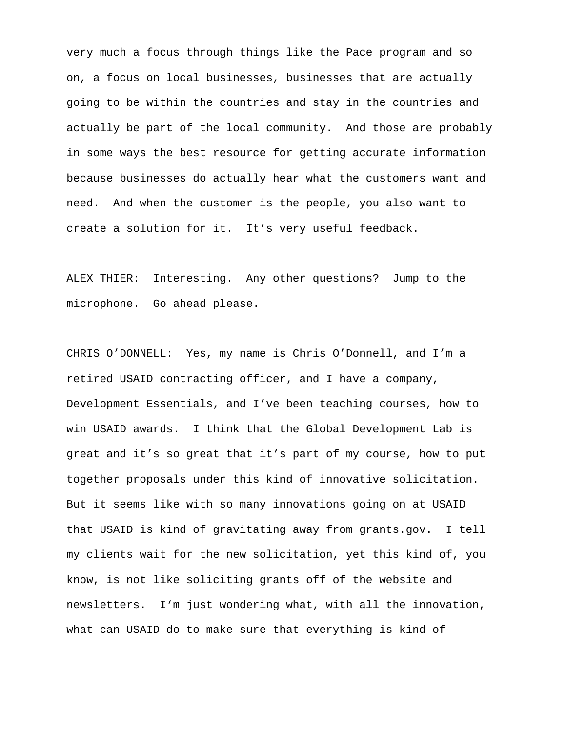very much a focus through things like the Pace program and so on, a focus on local businesses, businesses that are actually going to be within the countries and stay in the countries and actually be part of the local community. And those are probably in some ways the best resource for getting accurate information because businesses do actually hear what the customers want and need. And when the customer is the people, you also want to create a solution for it. It's very useful feedback.

ALEX THIER: Interesting. Any other questions? Jump to the microphone. Go ahead please.

CHRIS O'DONNELL: Yes, my name is Chris O'Donnell, and I'm a retired USAID contracting officer, and I have a company, Development Essentials, and I've been teaching courses, how to win USAID awards. I think that the Global Development Lab is great and it's so great that it's part of my course, how to put together proposals under this kind of innovative solicitation. But it seems like with so many innovations going on at USAID that USAID is kind of gravitating away from grants.gov. I tell my clients wait for the new solicitation, yet this kind of, you know, is not like soliciting grants off of the website and newsletters. I'm just wondering what, with all the innovation, what can USAID do to make sure that everything is kind of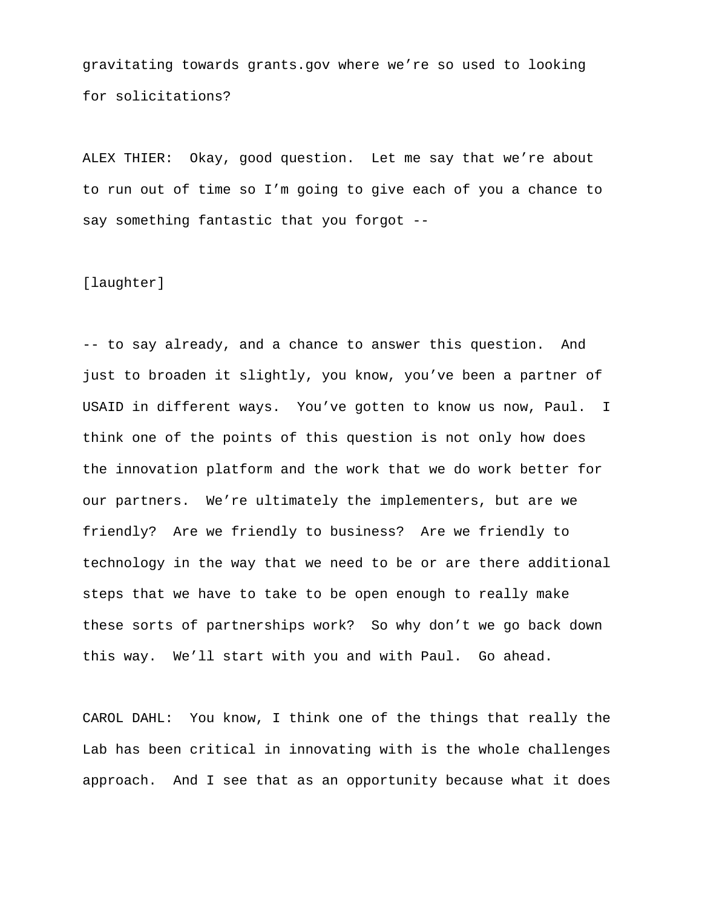gravitating towards grants.gov where we're so used to looking for solicitations?

ALEX THIER: Okay, good question. Let me say that we're about to run out of time so I'm going to give each of you a chance to say something fantastic that you forgot --

[laughter]

-- to say already, and a chance to answer this question. And just to broaden it slightly, you know, you've been a partner of USAID in different ways. You've gotten to know us now, Paul. I think one of the points of this question is not only how does the innovation platform and the work that we do work better for our partners. We're ultimately the implementers, but are we friendly? Are we friendly to business? Are we friendly to technology in the way that we need to be or are there additional steps that we have to take to be open enough to really make these sorts of partnerships work? So why don't we go back down this way. We'll start with you and with Paul. Go ahead.

CAROL DAHL: You know, I think one of the things that really the Lab has been critical in innovating with is the whole challenges approach. And I see that as an opportunity because what it does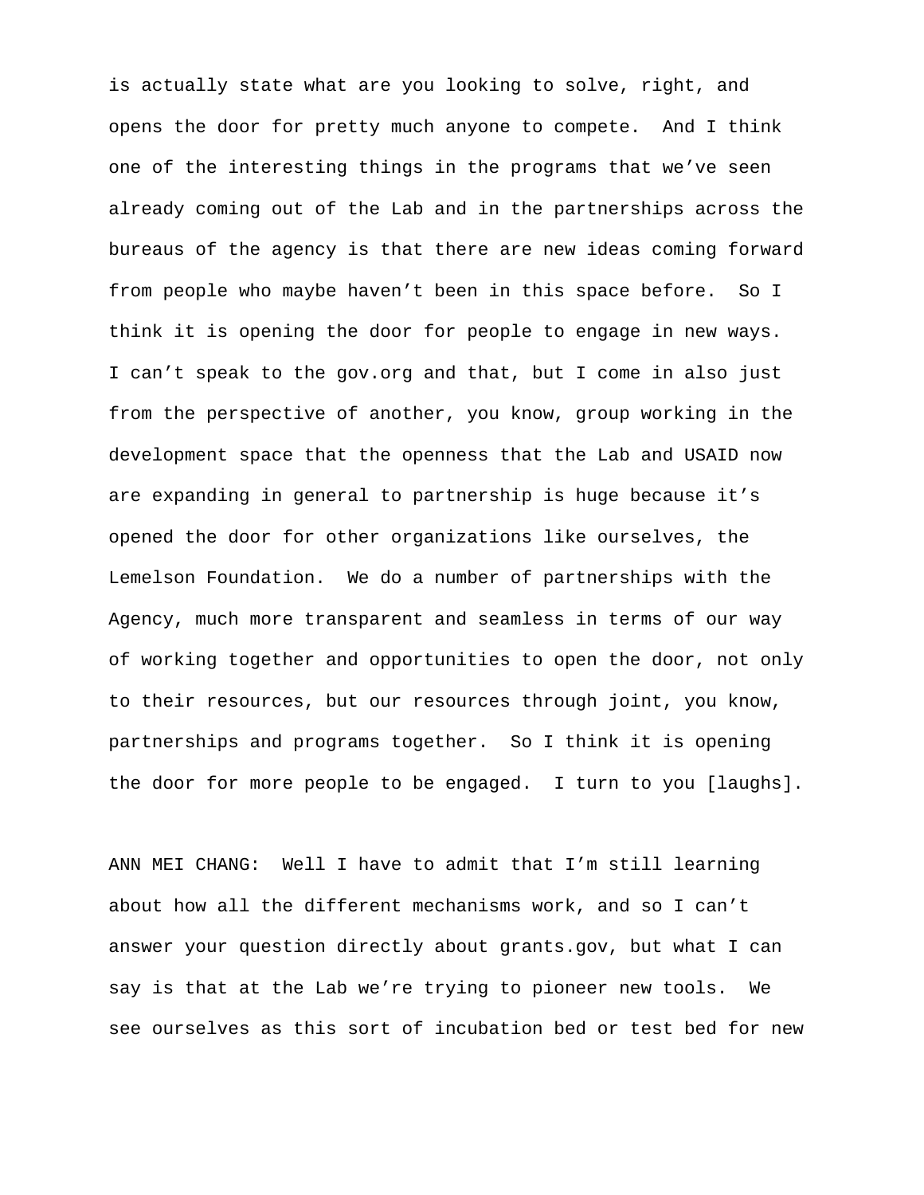is actually state what are you looking to solve, right, and opens the door for pretty much anyone to compete. And I think one of the interesting things in the programs that we've seen already coming out of the Lab and in the partnerships across the bureaus of the agency is that there are new ideas coming forward from people who maybe haven't been in this space before. So I think it is opening the door for people to engage in new ways. I can't speak to the gov.org and that, but I come in also just from the perspective of another, you know, group working in the development space that the openness that the Lab and USAID now are expanding in general to partnership is huge because it's opened the door for other organizations like ourselves, the Lemelson Foundation. We do a number of partnerships with the Agency, much more transparent and seamless in terms of our way of working together and opportunities to open the door, not only to their resources, but our resources through joint, you know, partnerships and programs together. So I think it is opening the door for more people to be engaged. I turn to you [laughs].

ANN MEI CHANG: Well I have to admit that I'm still learning about how all the different mechanisms work, and so I can't answer your question directly about grants.gov, but what I can say is that at the Lab we're trying to pioneer new tools. We see ourselves as this sort of incubation bed or test bed for new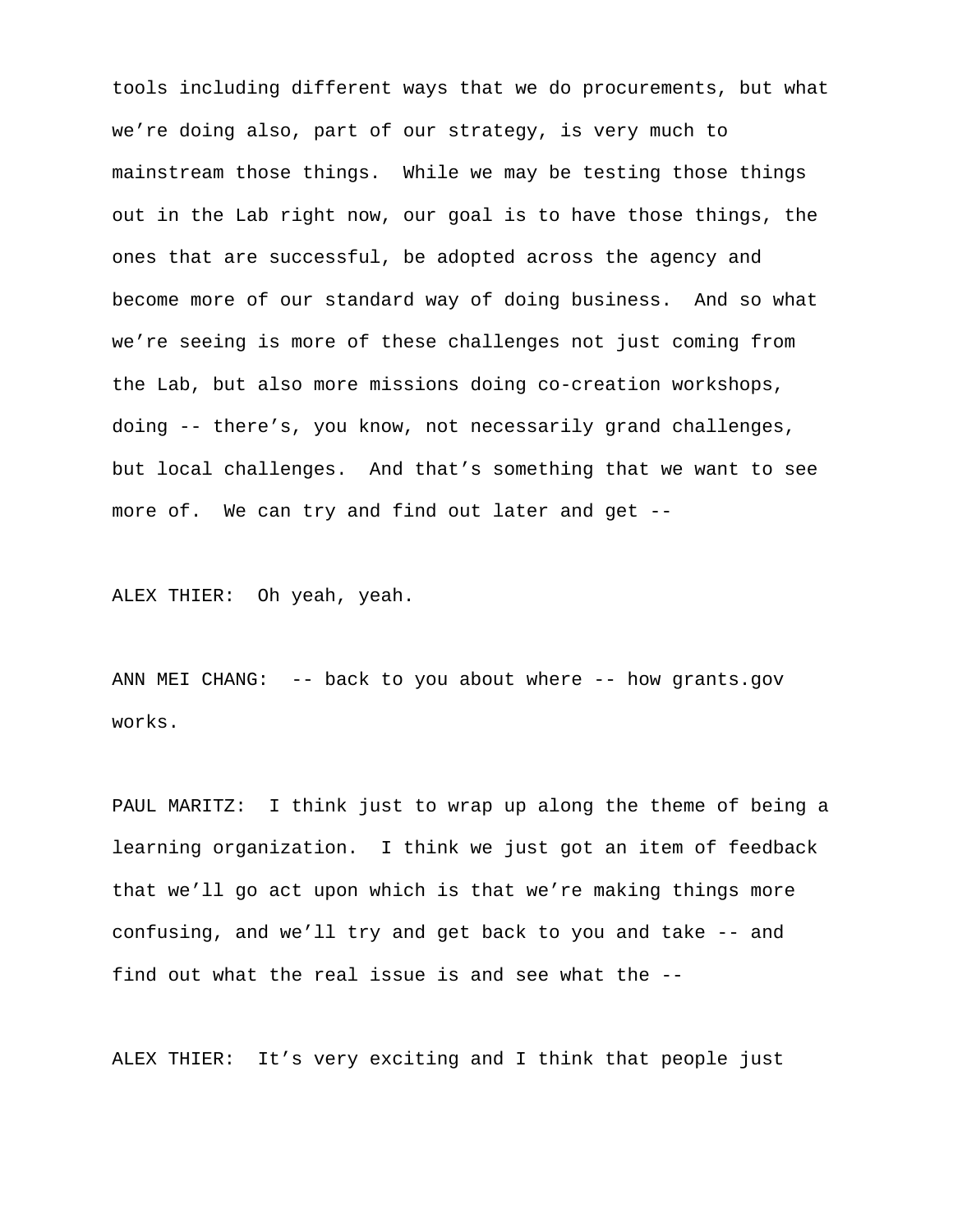tools including different ways that we do procurements, but what we're doing also, part of our strategy, is very much to mainstream those things. While we may be testing those things out in the Lab right now, our goal is to have those things, the ones that are successful, be adopted across the agency and become more of our standard way of doing business. And so what we're seeing is more of these challenges not just coming from the Lab, but also more missions doing co-creation workshops, doing -- there's, you know, not necessarily grand challenges, but local challenges. And that's something that we want to see more of. We can try and find out later and get --

ALEX THIER: Oh yeah, yeah.

ANN MEI CHANG: -- back to you about where -- how grants.gov works.

PAUL MARITZ: I think just to wrap up along the theme of being a learning organization. I think we just got an item of feedback that we'll go act upon which is that we're making things more confusing, and we'll try and get back to you and take -- and find out what the real issue is and see what the --

ALEX THIER: It's very exciting and I think that people just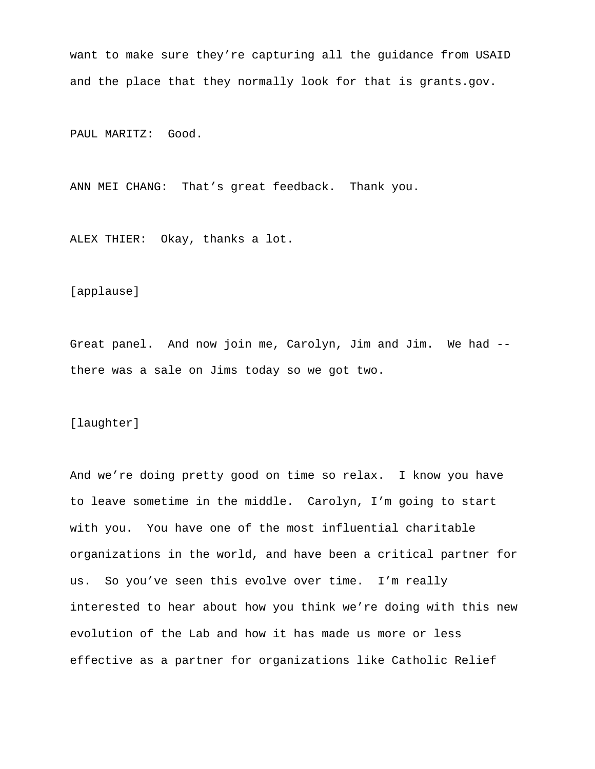want to make sure they're capturing all the guidance from USAID and the place that they normally look for that is grants.gov.

PAUL MARITZ:  Good.

ANN MEI CHANG:  That's great feedback.  Thank you.

ALEX THIER:  Okay, thanks a lot.

[applause]

Great panel.  And now join me, Carolyn, Jim and Jim.  We had -- there was a sale on Jims today so we got two.

[laughter]

And we're doing pretty good on time so relax.  I know you have to leave sometime in the middle.  Carolyn, I'm going to start with you.  You have one of the most influential charitable organizations in the world, and have been a critical partner for us.  So you've seen this evolve over time.  I'm really interested to hear about how you think we're doing with this new evolution of the Lab and how it has made us more or less effective as a partner for organizations like Catholic Relief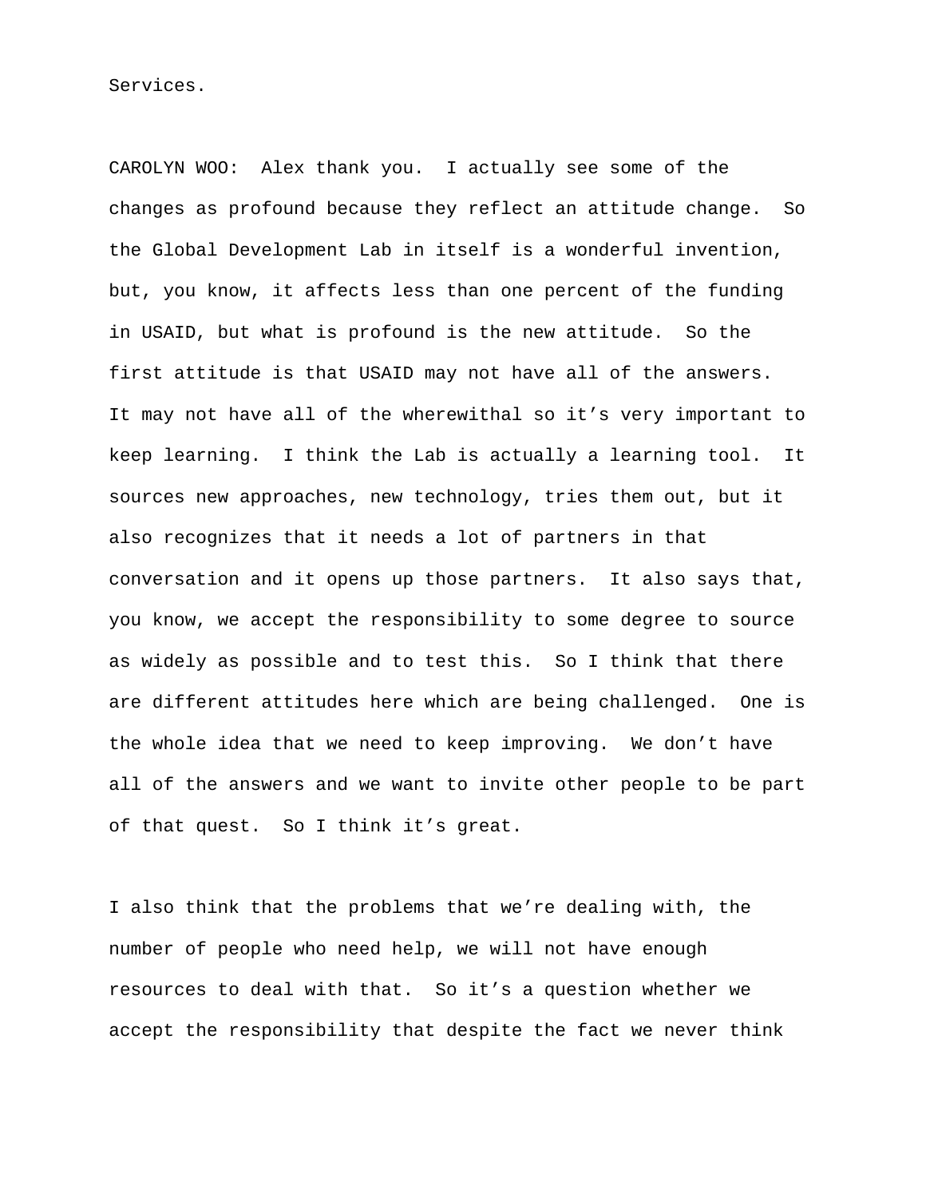Services.

CAROLYN WOO: Alex thank you. I actually see some of the changes as profound because they reflect an attitude change. So the Global Development Lab in itself is a wonderful invention, but, you know, it affects less than one percent of the funding in USAID, but what is profound is the new attitude. So the first attitude is that USAID may not have all of the answers. It may not have all of the wherewithal so it's very important to keep learning. I think the Lab is actually a learning tool. It sources new approaches, new technology, tries them out, but it also recognizes that it needs a lot of partners in that conversation and it opens up those partners. It also says that, you know, we accept the responsibility to some degree to source as widely as possible and to test this. So I think that there are different attitudes here which are being challenged. One is the whole idea that we need to keep improving. We don't have all of the answers and we want to invite other people to be part of that quest. So I think it's great.

I also think that the problems that we're dealing with, the number of people who need help, we will not have enough resources to deal with that. So it's a question whether we accept the responsibility that despite the fact we never think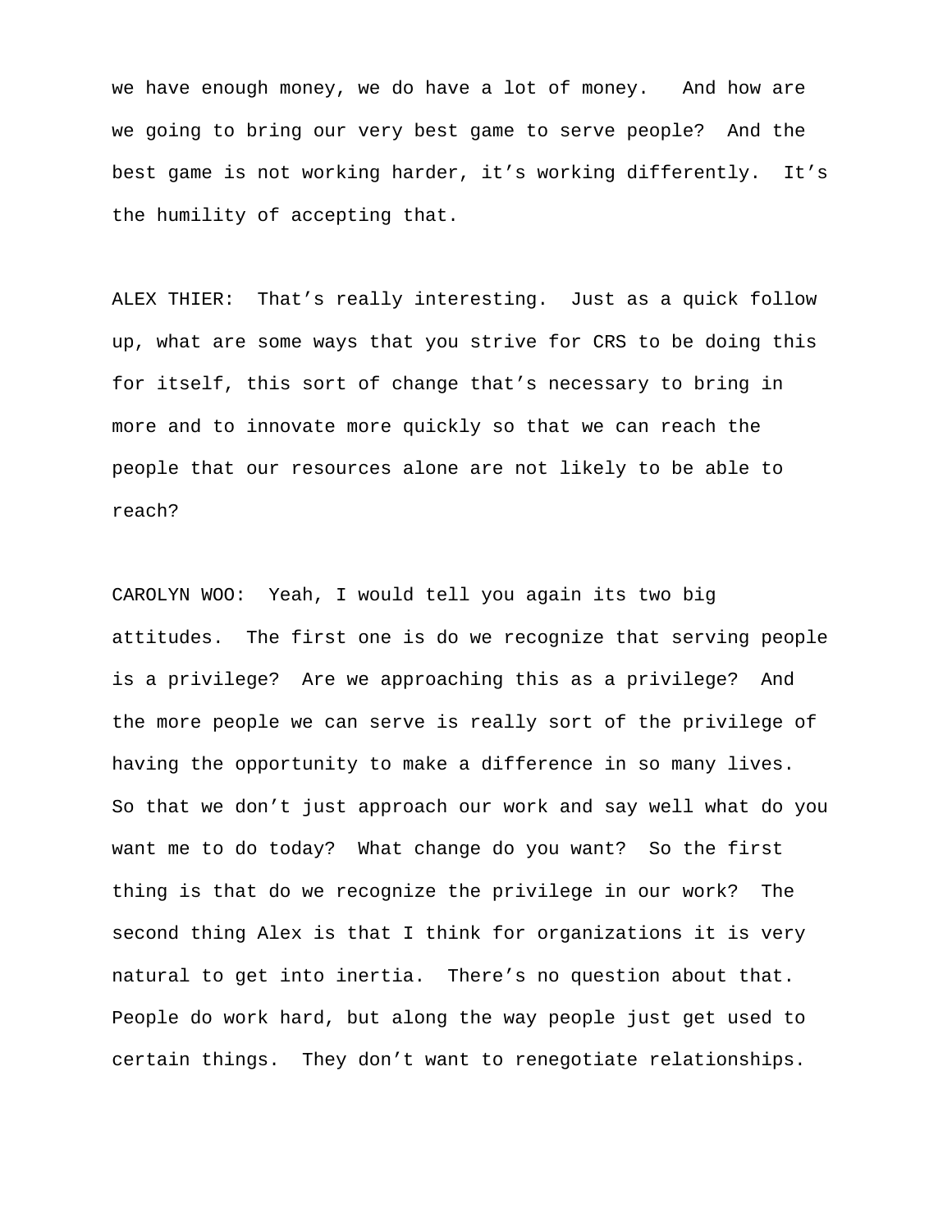we have enough money, we do have a lot of money. And how are we going to bring our very best game to serve people? And the best game is not working harder, it's working differently. It's the humility of accepting that.

ALEX THIER: That's really interesting. Just as a quick follow up, what are some ways that you strive for CRS to be doing this for itself, this sort of change that's necessary to bring in more and to innovate more quickly so that we can reach the people that our resources alone are not likely to be able to reach?

CAROLYN WOO: Yeah, I would tell you again its two big attitudes. The first one is do we recognize that serving people is a privilege? Are we approaching this as a privilege? And the more people we can serve is really sort of the privilege of having the opportunity to make a difference in so many lives. So that we don't just approach our work and say well what do you want me to do today? What change do you want? So the first thing is that do we recognize the privilege in our work? The second thing Alex is that I think for organizations it is very natural to get into inertia. There's no question about that. People do work hard, but along the way people just get used to certain things. They don't want to renegotiate relationships.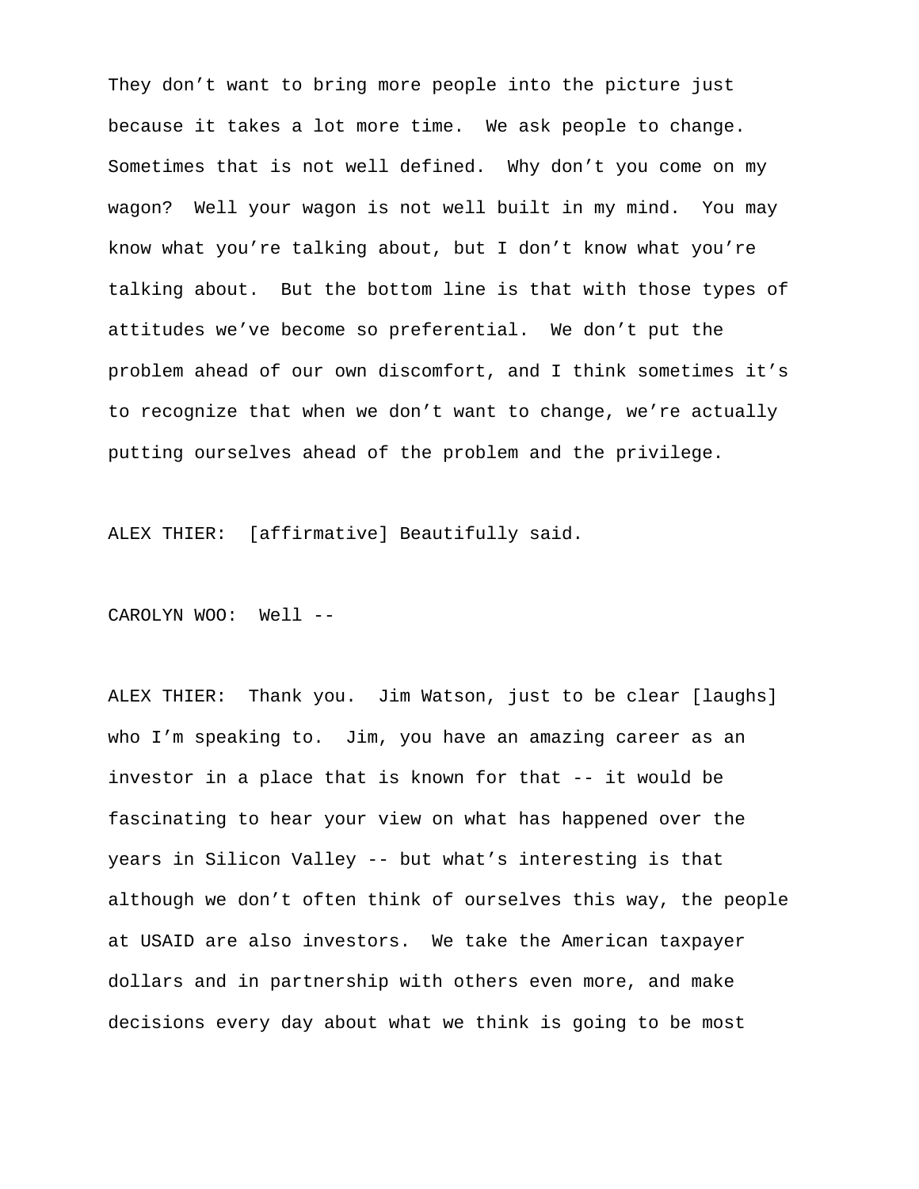They don't want to bring more people into the picture just because it takes a lot more time. We ask people to change. Sometimes that is not well defined. Why don't you come on my wagon? Well your wagon is not well built in my mind. You may know what you're talking about, but I don't know what you're talking about. But the bottom line is that with those types of attitudes we've become so preferential. We don't put the problem ahead of our own discomfort, and I think sometimes it's to recognize that when we don't want to change, we're actually putting ourselves ahead of the problem and the privilege.

ALEX THIER: [affirmative] Beautifully said.

CAROLYN WOO: Well --

ALEX THIER: Thank you. Jim Watson, just to be clear [laughs] who I'm speaking to. Jim, you have an amazing career as an investor in a place that is known for that -- it would be fascinating to hear your view on what has happened over the years in Silicon Valley -- but what's interesting is that although we don't often think of ourselves this way, the people at USAID are also investors. We take the American taxpayer dollars and in partnership with others even more, and make decisions every day about what we think is going to be most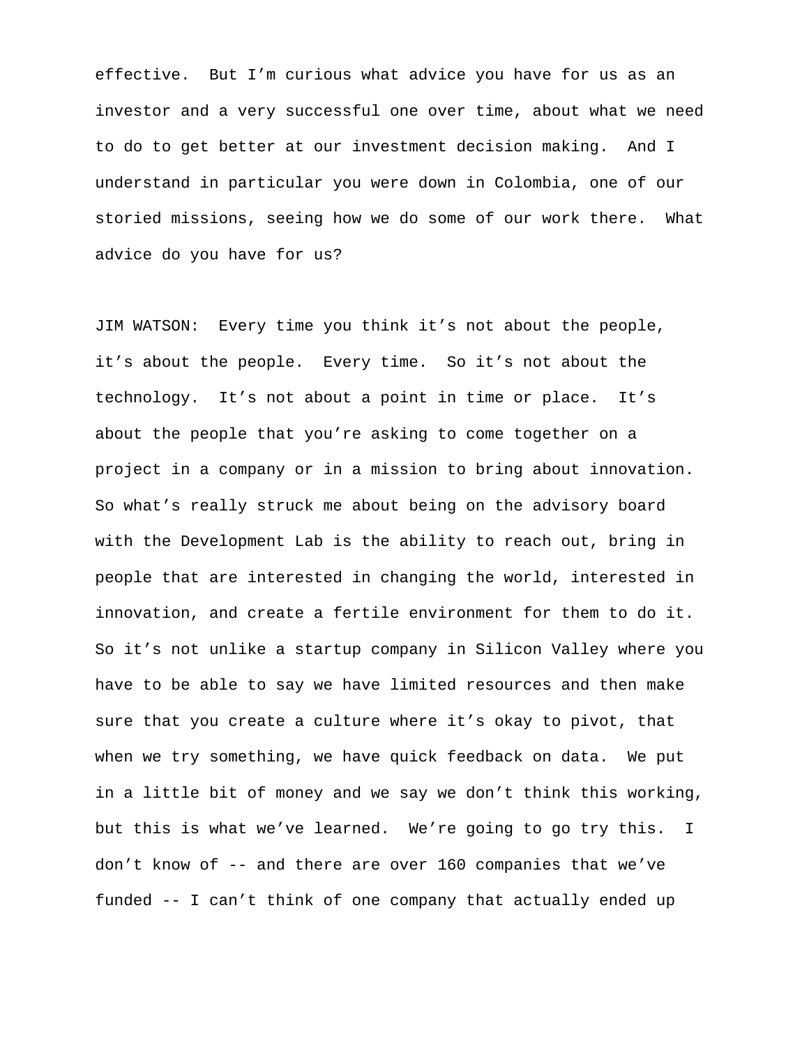effective. But I'm curious what advice you have for us as an investor and a very successful one over time, about what we need to do to get better at our investment decision making. And I understand in particular you were down in Colombia, one of our storied missions, seeing how we do some of our work there. What advice do you have for us?

JIM WATSON: Every time you think it's not about the people, it's about the people. Every time. So it's not about the technology. It's not about a point in time or place. It's about the people that you're asking to come together on a project in a company or in a mission to bring about innovation. So what's really struck me about being on the advisory board with the Development Lab is the ability to reach out, bring in people that are interested in changing the world, interested in innovation, and create a fertile environment for them to do it. So it's not unlike a startup company in Silicon Valley where you have to be able to say we have limited resources and then make sure that you create a culture where it's okay to pivot, that when we try something, we have quick feedback on data. We put in a little bit of money and we say we don't think this working, but this is what we've learned. We're going to go try this. I don't know of -- and there are over 160 companies that we've funded -- I can't think of one company that actually ended up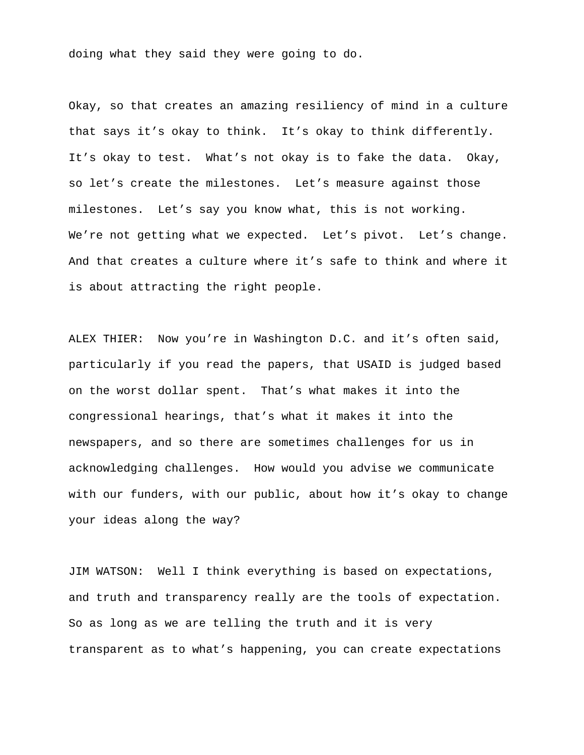doing what they said they were going to do.

Okay, so that creates an amazing resiliency of mind in a culture that says it's okay to think. It's okay to think differently. It's okay to test. What's not okay is to fake the data. Okay, so let's create the milestones. Let's measure against those milestones. Let's say you know what, this is not working. We're not getting what we expected. Let's pivot. Let's change. And that creates a culture where it's safe to think and where it is about attracting the right people.

ALEX THIER: Now you're in Washington D.C. and it's often said, particularly if you read the papers, that USAID is judged based on the worst dollar spent. That's what makes it into the congressional hearings, that's what it makes it into the newspapers, and so there are sometimes challenges for us in acknowledging challenges. How would you advise we communicate with our funders, with our public, about how it's okay to change your ideas along the way?

JIM WATSON: Well I think everything is based on expectations, and truth and transparency really are the tools of expectation. So as long as we are telling the truth and it is very transparent as to what's happening, you can create expectations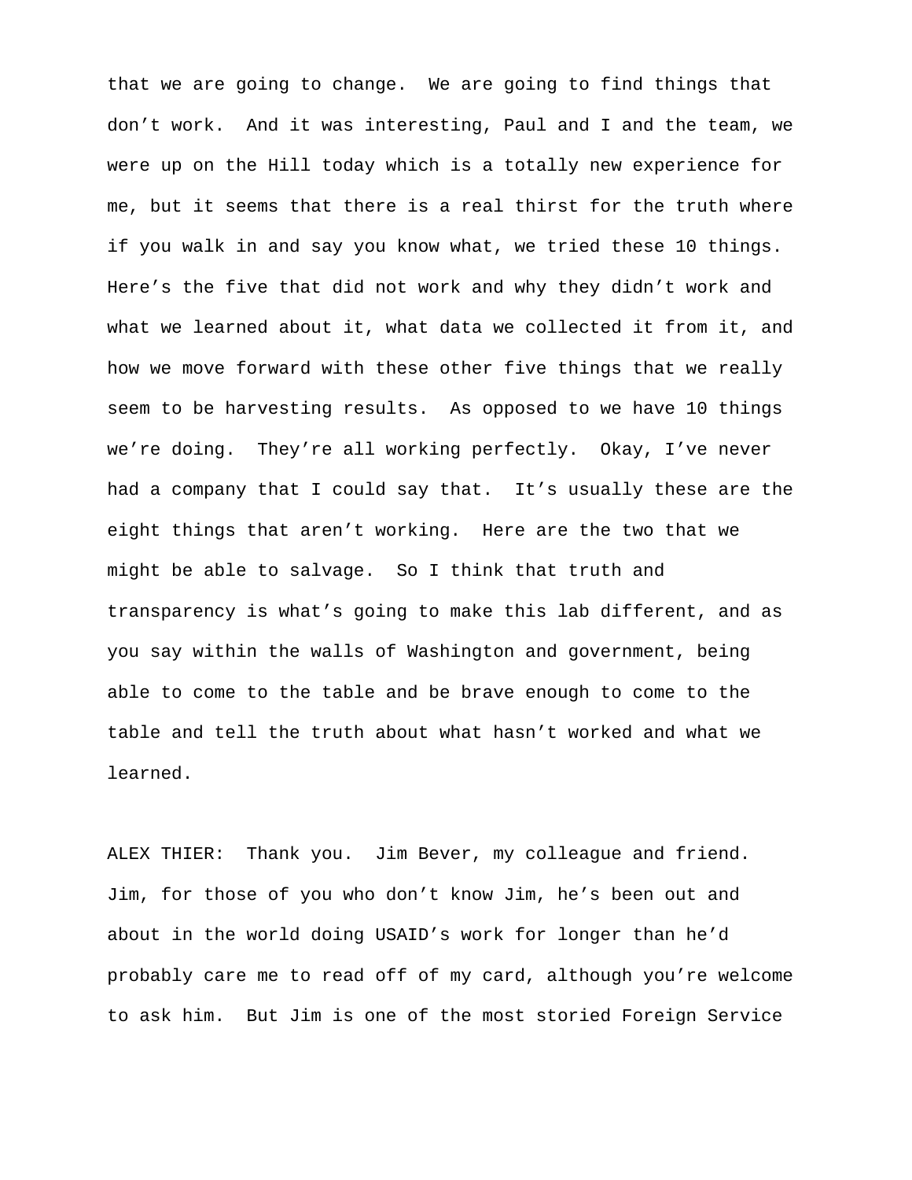that we are going to change. We are going to find things that don't work. And it was interesting, Paul and I and the team, we were up on the Hill today which is a totally new experience for me, but it seems that there is a real thirst for the truth where if you walk in and say you know what, we tried these 10 things. Here's the five that did not work and why they didn't work and what we learned about it, what data we collected it from it, and how we move forward with these other five things that we really seem to be harvesting results. As opposed to we have 10 things we're doing. They're all working perfectly. Okay, I've never had a company that I could say that. It's usually these are the eight things that aren't working. Here are the two that we might be able to salvage. So I think that truth and transparency is what's going to make this lab different, and as you say within the walls of Washington and government, being able to come to the table and be brave enough to come to the table and tell the truth about what hasn't worked and what we learned.

ALEX THIER: Thank you. Jim Bever, my colleague and friend. Jim, for those of you who don't know Jim, he's been out and about in the world doing USAID's work for longer than he'd probably care me to read off of my card, although you're welcome to ask him. But Jim is one of the most storied Foreign Service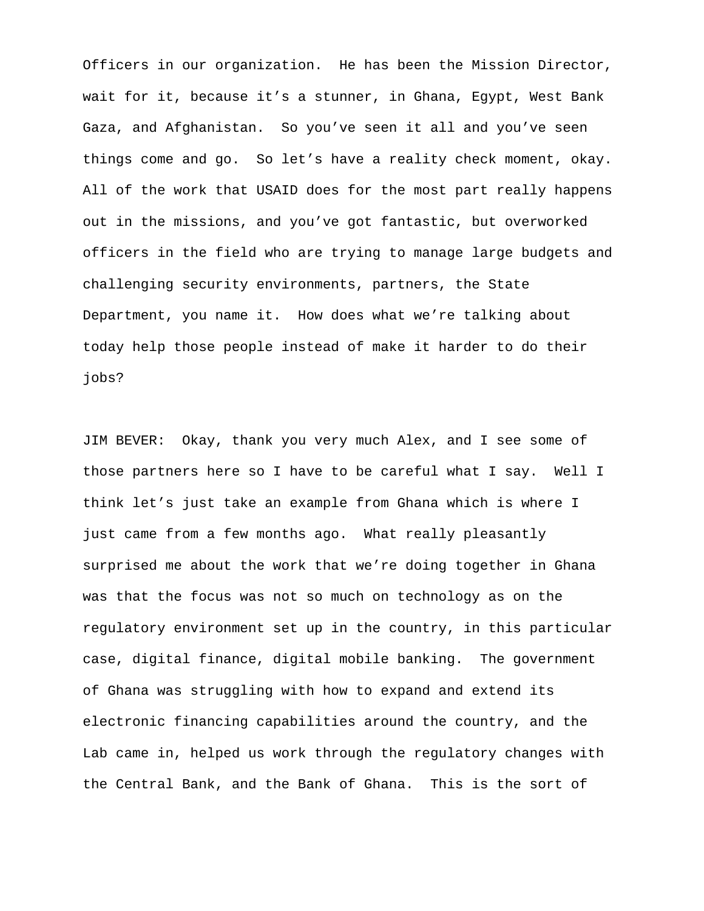Officers in our organization. He has been the Mission Director, wait for it, because it's a stunner, in Ghana, Egypt, West Bank Gaza, and Afghanistan. So you've seen it all and you've seen things come and go. So let's have a reality check moment, okay. All of the work that USAID does for the most part really happens out in the missions, and you've got fantastic, but overworked officers in the field who are trying to manage large budgets and challenging security environments, partners, the State Department, you name it. How does what we're talking about today help those people instead of make it harder to do their jobs?

JIM BEVER: Okay, thank you very much Alex, and I see some of those partners here so I have to be careful what I say. Well I think let's just take an example from Ghana which is where I just came from a few months ago. What really pleasantly surprised me about the work that we're doing together in Ghana was that the focus was not so much on technology as on the regulatory environment set up in the country, in this particular case, digital finance, digital mobile banking. The government of Ghana was struggling with how to expand and extend its electronic financing capabilities around the country, and the Lab came in, helped us work through the regulatory changes with the Central Bank, and the Bank of Ghana. This is the sort of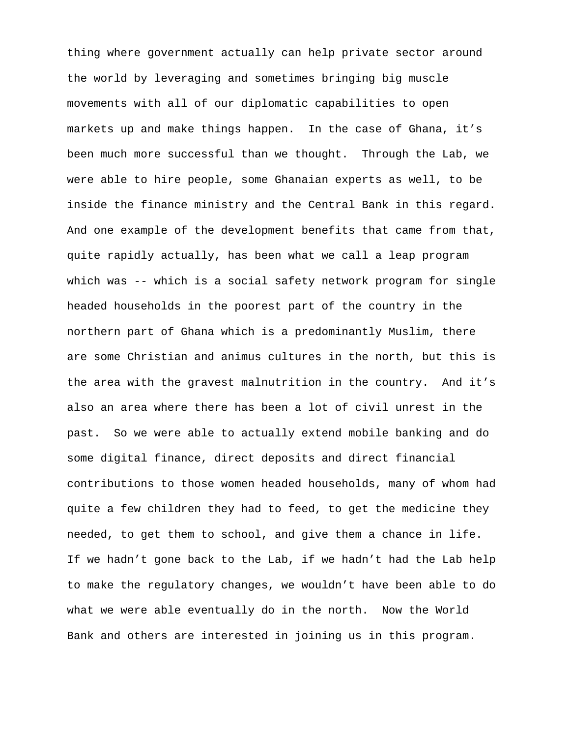thing where government actually can help private sector around the world by leveraging and sometimes bringing big muscle movements with all of our diplomatic capabilities to open markets up and make things happen. In the case of Ghana, it's been much more successful than we thought. Through the Lab, we were able to hire people, some Ghanaian experts as well, to be inside the finance ministry and the Central Bank in this regard. And one example of the development benefits that came from that, quite rapidly actually, has been what we call a leap program which was -- which is a social safety network program for single headed households in the poorest part of the country in the northern part of Ghana which is a predominantly Muslim, there are some Christian and animus cultures in the north, but this is the area with the gravest malnutrition in the country. And it's also an area where there has been a lot of civil unrest in the past. So we were able to actually extend mobile banking and do some digital finance, direct deposits and direct financial contributions to those women headed households, many of whom had quite a few children they had to feed, to get the medicine they needed, to get them to school, and give them a chance in life. If we hadn't gone back to the Lab, if we hadn't had the Lab help to make the regulatory changes, we wouldn't have been able to do what we were able eventually do in the north. Now the World Bank and others are interested in joining us in this program.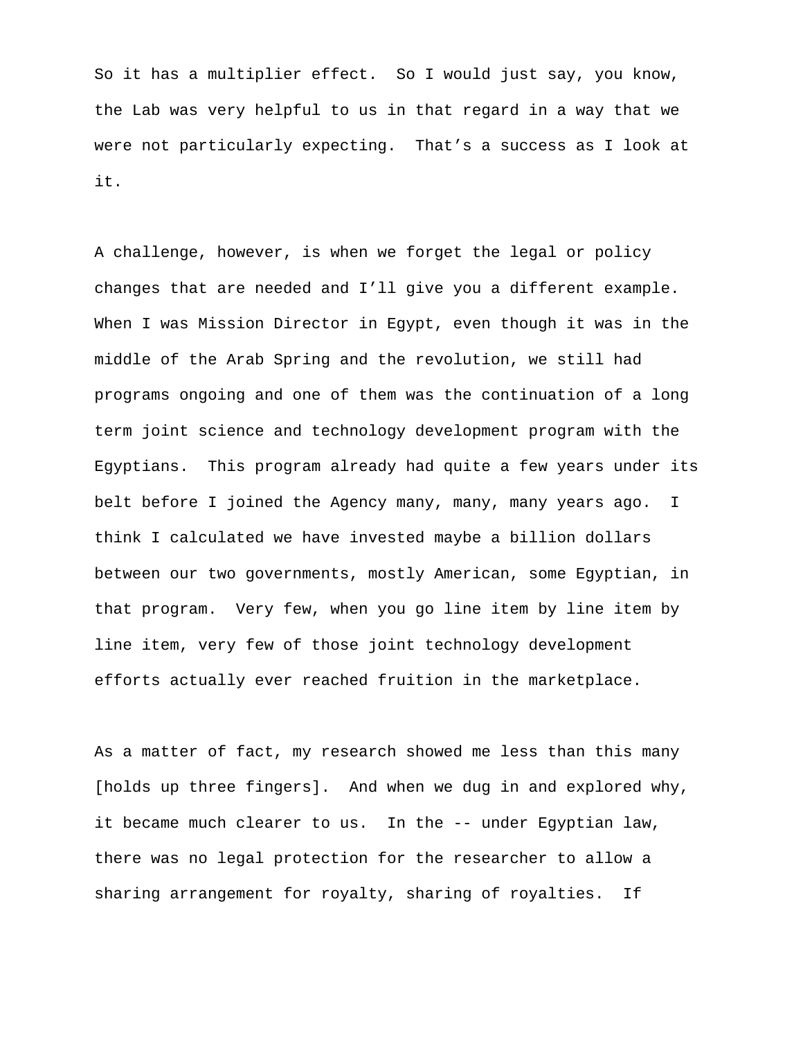So it has a multiplier effect. So I would just say, you know, the Lab was very helpful to us in that regard in a way that we were not particularly expecting. That's a success as I look at it.

A challenge, however, is when we forget the legal or policy changes that are needed and I'll give you a different example. When I was Mission Director in Egypt, even though it was in the middle of the Arab Spring and the revolution, we still had programs ongoing and one of them was the continuation of a long term joint science and technology development program with the Egyptians. This program already had quite a few years under its belt before I joined the Agency many, many, many years ago. I think I calculated we have invested maybe a billion dollars between our two governments, mostly American, some Egyptian, in that program. Very few, when you go line item by line item by line item, very few of those joint technology development efforts actually ever reached fruition in the marketplace.

As a matter of fact, my research showed me less than this many [holds up three fingers]. And when we dug in and explored why, it became much clearer to us. In the -- under Egyptian law, there was no legal protection for the researcher to allow a sharing arrangement for royalty, sharing of royalties. If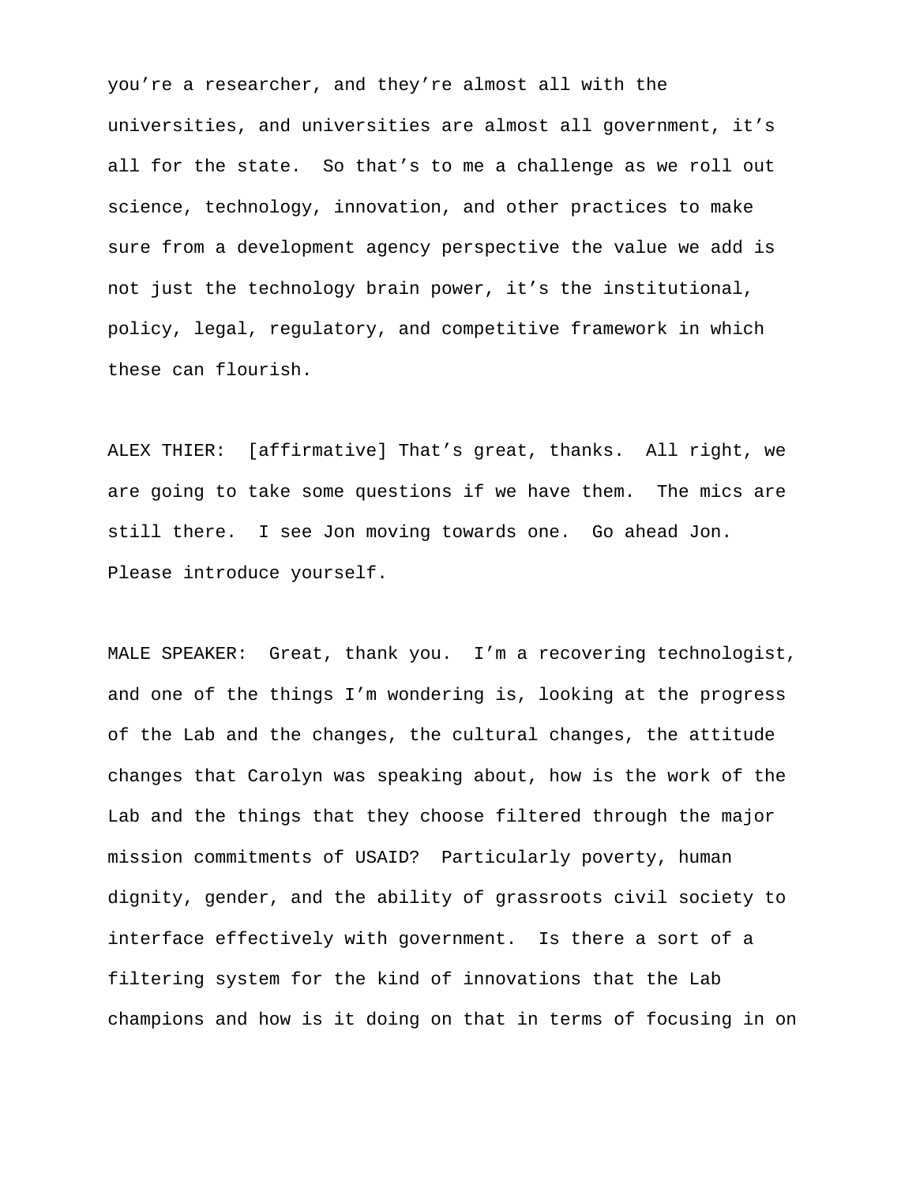you're a researcher, and they're almost all with the universities, and universities are almost all government, it's all for the state. So that's to me a challenge as we roll out science, technology, innovation, and other practices to make sure from a development agency perspective the value we add is not just the technology brain power, it's the institutional, policy, legal, regulatory, and competitive framework in which these can flourish.

ALEX THIER: [affirmative] That's great, thanks. All right, we are going to take some questions if we have them. The mics are still there. I see Jon moving towards one. Go ahead Jon. Please introduce yourself.

MALE SPEAKER: Great, thank you. I'm a recovering technologist, and one of the things I'm wondering is, looking at the progress of the Lab and the changes, the cultural changes, the attitude changes that Carolyn was speaking about, how is the work of the Lab and the things that they choose filtered through the major mission commitments of USAID? Particularly poverty, human dignity, gender, and the ability of grassroots civil society to interface effectively with government. Is there a sort of a filtering system for the kind of innovations that the Lab champions and how is it doing on that in terms of focusing in on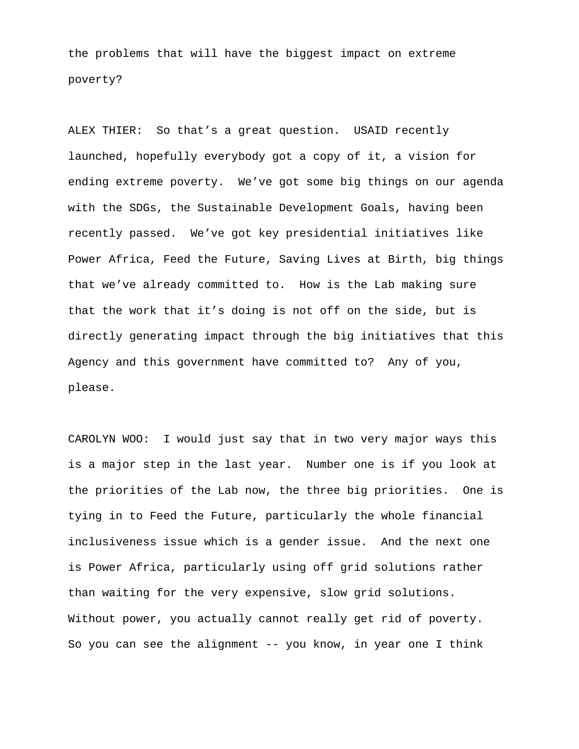the problems that will have the biggest impact on extreme poverty?

ALEX THIER: So that's a great question. USAID recently launched, hopefully everybody got a copy of it, a vision for ending extreme poverty. We've got some big things on our agenda with the SDGs, the Sustainable Development Goals, having been recently passed. We've got key presidential initiatives like Power Africa, Feed the Future, Saving Lives at Birth, big things that we've already committed to. How is the Lab making sure that the work that it's doing is not off on the side, but is directly generating impact through the big initiatives that this Agency and this government have committed to? Any of you, please.

CAROLYN WOO: I would just say that in two very major ways this is a major step in the last year. Number one is if you look at the priorities of the Lab now, the three big priorities. One is tying in to Feed the Future, particularly the whole financial inclusiveness issue which is a gender issue. And the next one is Power Africa, particularly using off grid solutions rather than waiting for the very expensive, slow grid solutions. Without power, you actually cannot really get rid of poverty. So you can see the alignment -- you know, in year one I think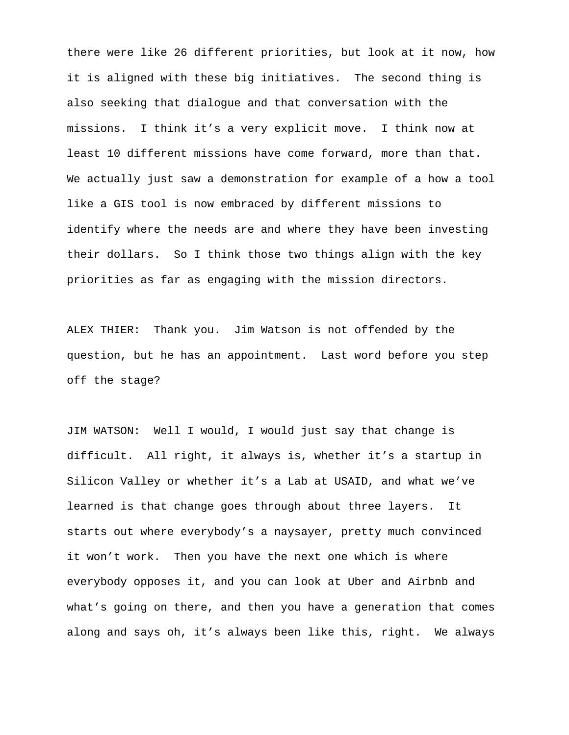there were like 26 different priorities, but look at it now, how it is aligned with these big initiatives. The second thing is also seeking that dialogue and that conversation with the missions. I think it's a very explicit move. I think now at least 10 different missions have come forward, more than that. We actually just saw a demonstration for example of a how a tool like a GIS tool is now embraced by different missions to identify where the needs are and where they have been investing their dollars. So I think those two things align with the key priorities as far as engaging with the mission directors.

ALEX THIER: Thank you. Jim Watson is not offended by the question, but he has an appointment. Last word before you step off the stage?

JIM WATSON: Well I would, I would just say that change is difficult. All right, it always is, whether it's a startup in Silicon Valley or whether it's a Lab at USAID, and what we've learned is that change goes through about three layers. It starts out where everybody's a naysayer, pretty much convinced it won't work. Then you have the next one which is where everybody opposes it, and you can look at Uber and Airbnb and what's going on there, and then you have a generation that comes along and says oh, it's always been like this, right. We always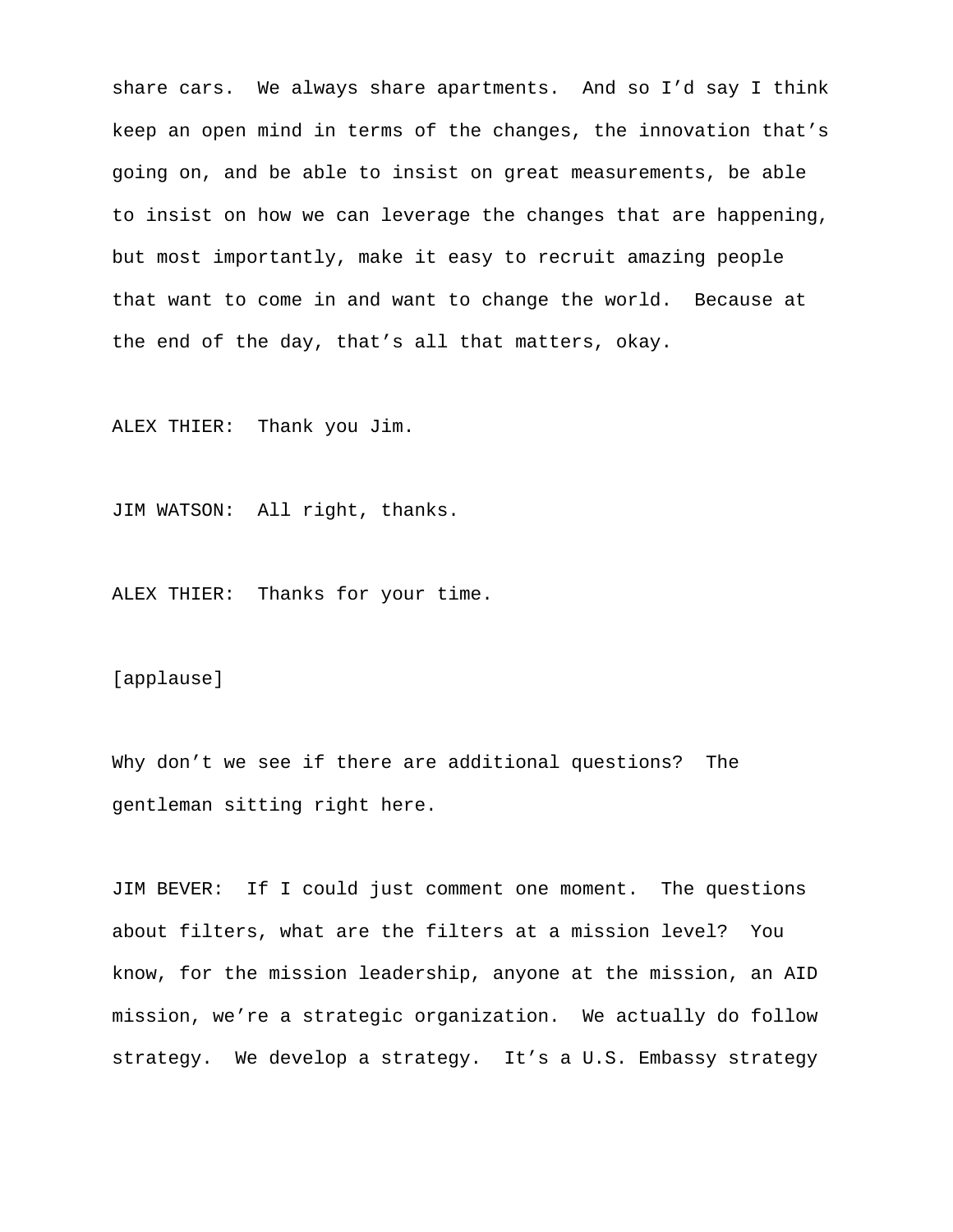share cars. We always share apartments. And so I'd say I think keep an open mind in terms of the changes, the innovation that's going on, and be able to insist on great measurements, be able to insist on how we can leverage the changes that are happening, but most importantly, make it easy to recruit amazing people that want to come in and want to change the world. Because at the end of the day, that's all that matters, okay.

ALEX THIER: Thank you Jim.

JIM WATSON: All right, thanks.

ALEX THIER: Thanks for your time.

[applause]

Why don't we see if there are additional questions? The gentleman sitting right here.

JIM BEVER: If I could just comment one moment. The questions about filters, what are the filters at a mission level? You know, for the mission leadership, anyone at the mission, an AID mission, we're a strategic organization. We actually do follow strategy. We develop a strategy. It's a U.S. Embassy strategy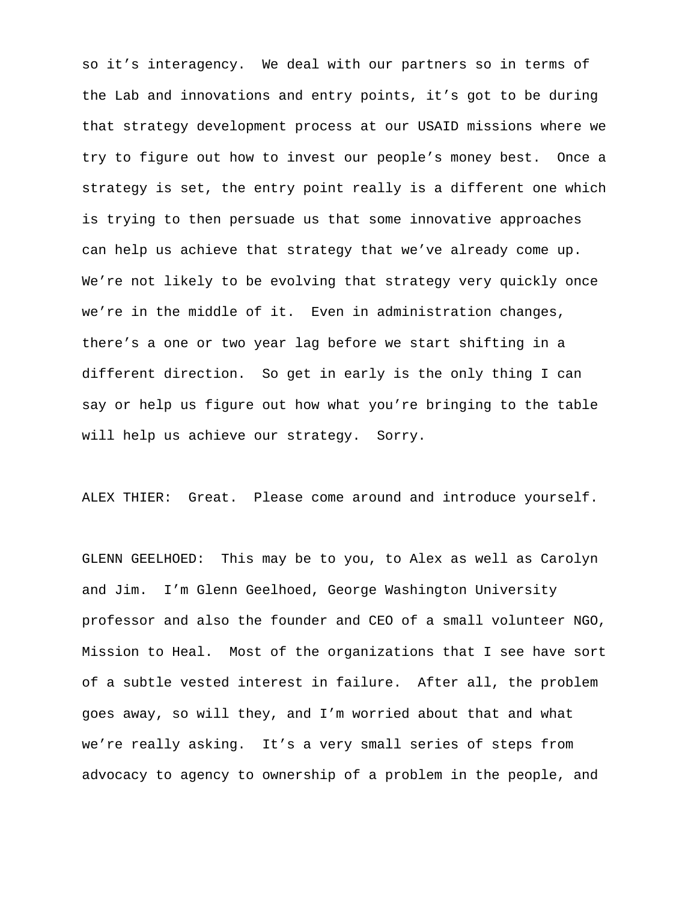so it's interagency. We deal with our partners so in terms of the Lab and innovations and entry points, it's got to be during that strategy development process at our USAID missions where we try to figure out how to invest our people's money best. Once a strategy is set, the entry point really is a different one which is trying to then persuade us that some innovative approaches can help us achieve that strategy that we've already come up. We're not likely to be evolving that strategy very quickly once we're in the middle of it. Even in administration changes, there's a one or two year lag before we start shifting in a different direction. So get in early is the only thing I can say or help us figure out how what you're bringing to the table will help us achieve our strategy. Sorry.

ALEX THIER: Great. Please come around and introduce yourself.

GLENN GEELHOED: This may be to you, to Alex as well as Carolyn and Jim. I'm Glenn Geelhoed, George Washington University professor and also the founder and CEO of a small volunteer NGO, Mission to Heal. Most of the organizations that I see have sort of a subtle vested interest in failure. After all, the problem goes away, so will they, and I'm worried about that and what we're really asking. It's a very small series of steps from advocacy to agency to ownership of a problem in the people, and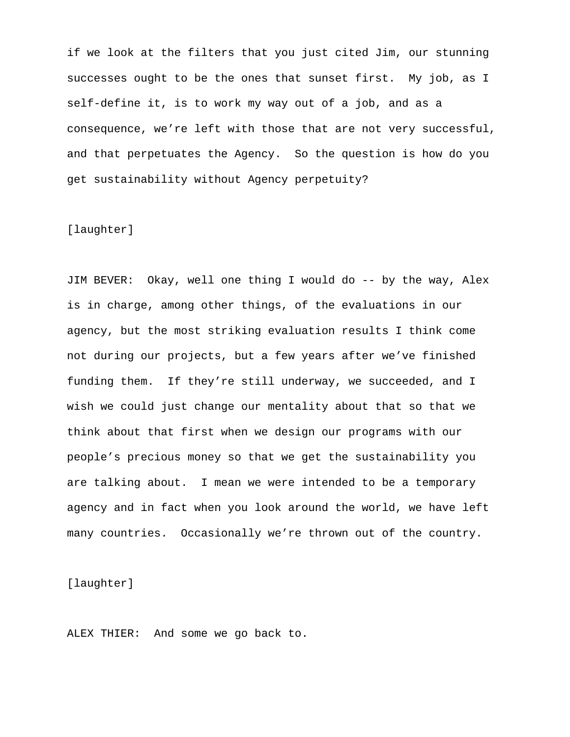if we look at the filters that you just cited Jim, our stunning successes ought to be the ones that sunset first. My job, as I self-define it, is to work my way out of a job, and as a consequence, we're left with those that are not very successful, and that perpetuates the Agency. So the question is how do you get sustainability without Agency perpetuity?

[laughter]

JIM BEVER: Okay, well one thing I would do -- by the way, Alex is in charge, among other things, of the evaluations in our agency, but the most striking evaluation results I think come not during our projects, but a few years after we've finished funding them. If they're still underway, we succeeded, and I wish we could just change our mentality about that so that we think about that first when we design our programs with our people's precious money so that we get the sustainability you are talking about. I mean we were intended to be a temporary agency and in fact when you look around the world, we have left many countries. Occasionally we're thrown out of the country.

[laughter]

ALEX THIER: And some we go back to.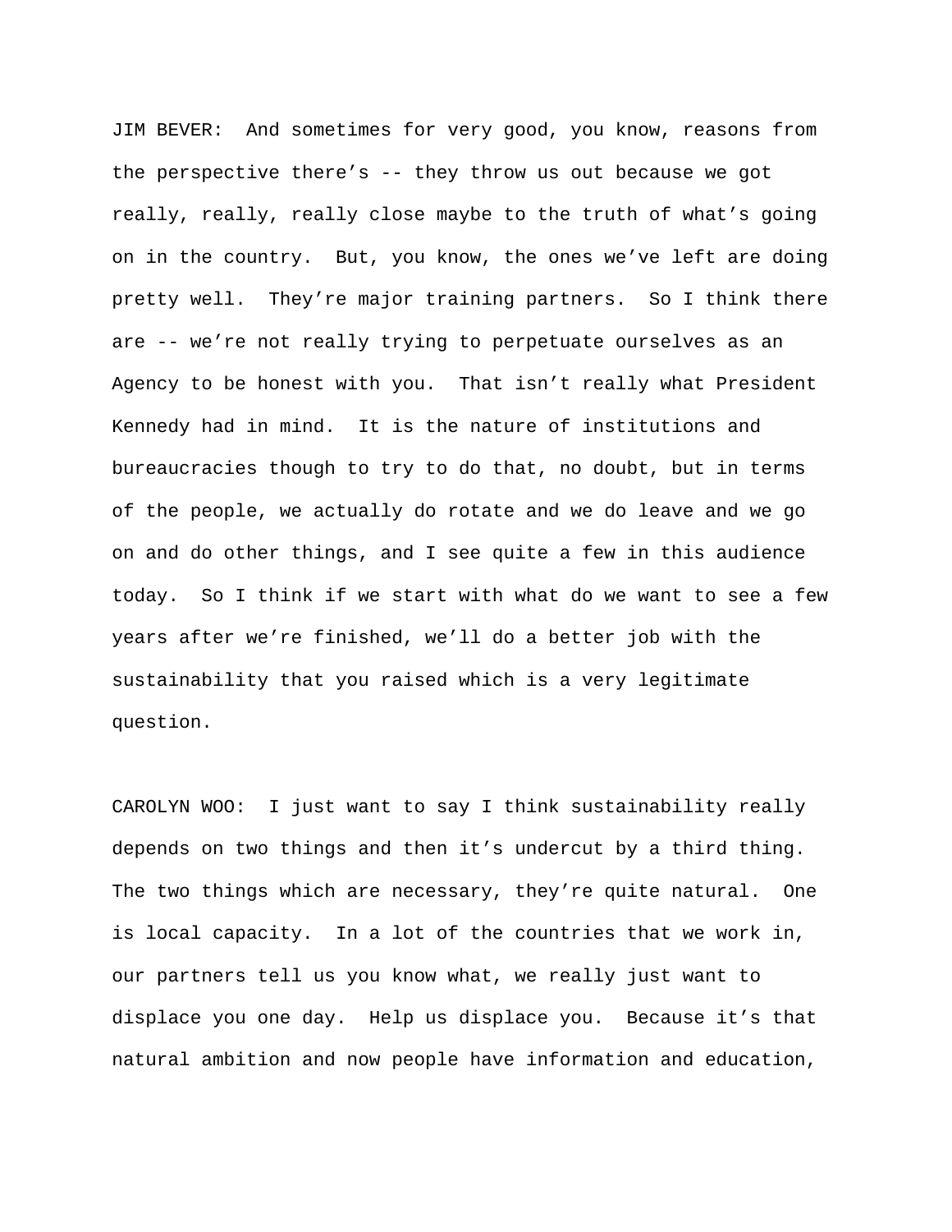JIM BEVER: And sometimes for very good, you know, reasons from the perspective there's -- they throw us out because we got really, really, really close maybe to the truth of what's going on in the country. But, you know, the ones we've left are doing pretty well. They're major training partners. So I think there are -- we're not really trying to perpetuate ourselves as an Agency to be honest with you. That isn't really what President Kennedy had in mind. It is the nature of institutions and bureaucracies though to try to do that, no doubt, but in terms of the people, we actually do rotate and we do leave and we go on and do other things, and I see quite a few in this audience today. So I think if we start with what do we want to see a few years after we're finished, we'll do a better job with the sustainability that you raised which is a very legitimate question.

CAROLYN WOO: I just want to say I think sustainability really depends on two things and then it's undercut by a third thing. The two things which are necessary, they're quite natural. One is local capacity. In a lot of the countries that we work in, our partners tell us you know what, we really just want to displace you one day. Help us displace you. Because it's that natural ambition and now people have information and education,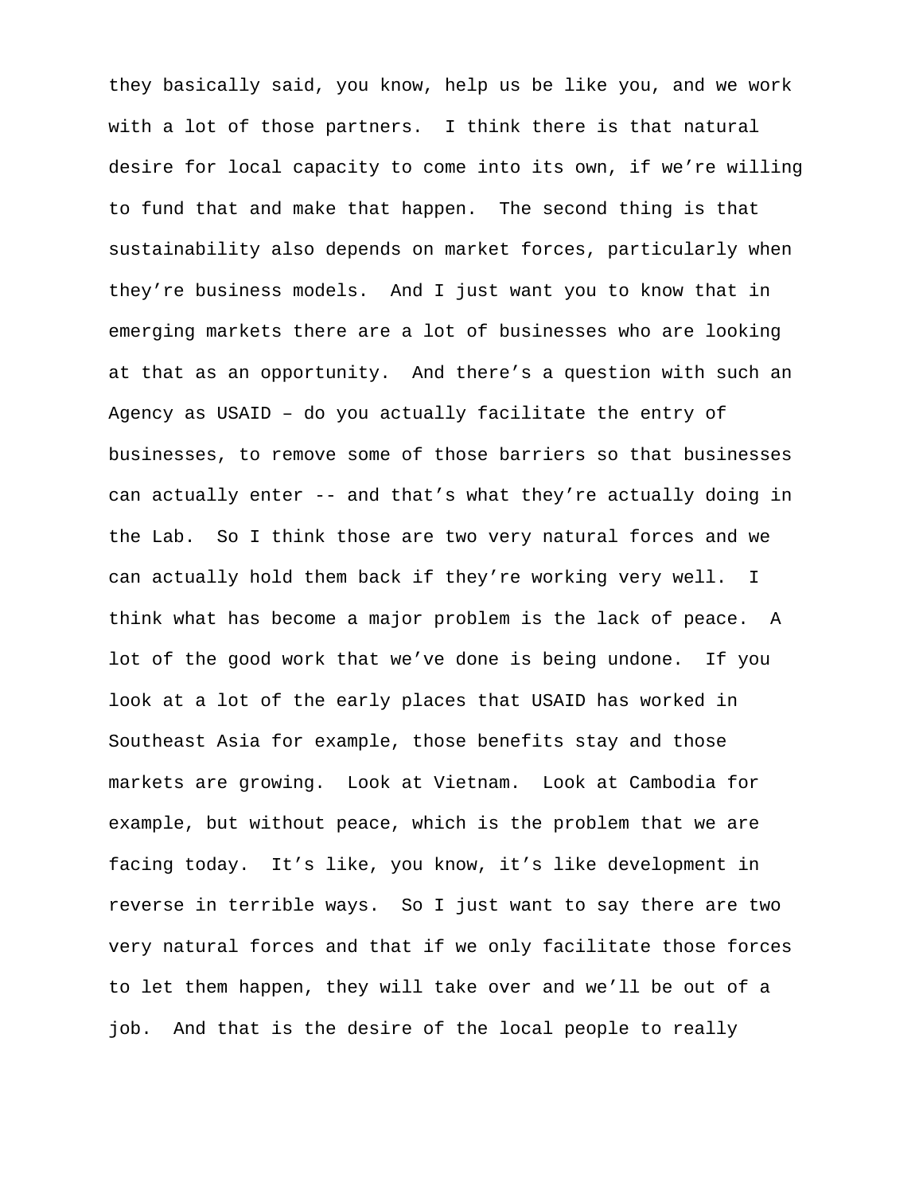they basically said, you know, help us be like you, and we work with a lot of those partners. I think there is that natural desire for local capacity to come into its own, if we're willing to fund that and make that happen. The second thing is that sustainability also depends on market forces, particularly when they're business models. And I just want you to know that in emerging markets there are a lot of businesses who are looking at that as an opportunity. And there's a question with such an Agency as USAID – do you actually facilitate the entry of businesses, to remove some of those barriers so that businesses can actually enter -- and that's what they're actually doing in the Lab. So I think those are two very natural forces and we can actually hold them back if they're working very well. I think what has become a major problem is the lack of peace. A lot of the good work that we've done is being undone. If you look at a lot of the early places that USAID has worked in Southeast Asia for example, those benefits stay and those markets are growing. Look at Vietnam. Look at Cambodia for example, but without peace, which is the problem that we are facing today. It's like, you know, it's like development in reverse in terrible ways. So I just want to say there are two very natural forces and that if we only facilitate those forces to let them happen, they will take over and we'll be out of a job. And that is the desire of the local people to really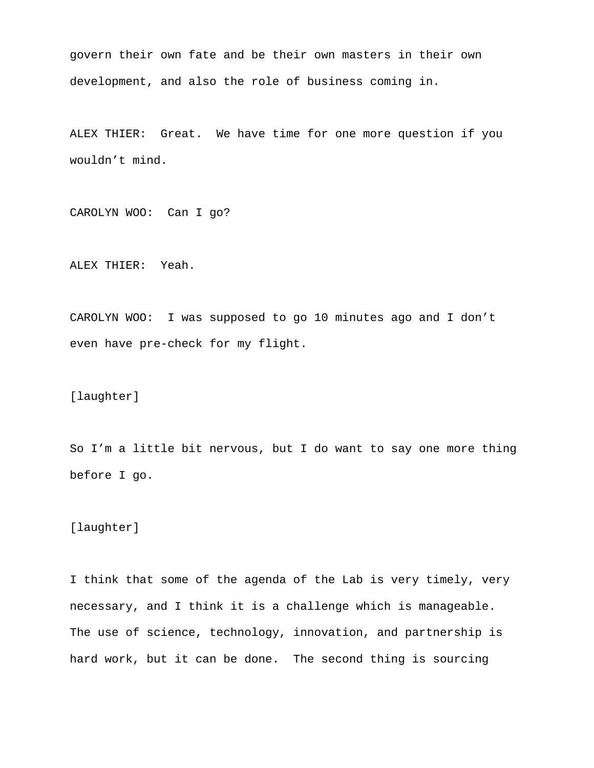govern their own fate and be their own masters in their own development, and also the role of business coming in.

ALEX THIER:  Great.  We have time for one more question if you wouldn't mind.

CAROLYN WOO:  Can I go?

ALEX THIER:  Yeah.

CAROLYN WOO:  I was supposed to go 10 minutes ago and I don't even have pre-check for my flight.

[laughter]

So I'm a little bit nervous, but I do want to say one more thing before I go.

[laughter]

I think that some of the agenda of the Lab is very timely, very necessary, and I think it is a challenge which is manageable. The use of science, technology, innovation, and partnership is hard work, but it can be done.  The second thing is sourcing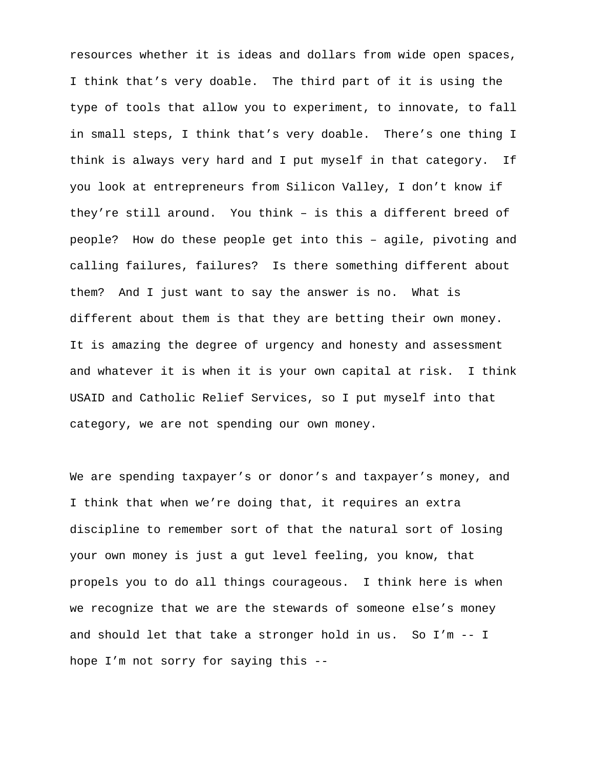resources whether it is ideas and dollars from wide open spaces, I think that's very doable. The third part of it is using the type of tools that allow you to experiment, to innovate, to fall in small steps, I think that's very doable. There's one thing I think is always very hard and I put myself in that category. If you look at entrepreneurs from Silicon Valley, I don't know if they're still around. You think – is this a different breed of people? How do these people get into this – agile, pivoting and calling failures, failures? Is there something different about them? And I just want to say the answer is no. What is different about them is that they are betting their own money. It is amazing the degree of urgency and honesty and assessment and whatever it is when it is your own capital at risk. I think USAID and Catholic Relief Services, so I put myself into that category, we are not spending our own money.

We are spending taxpayer's or donor's and taxpayer's money, and I think that when we're doing that, it requires an extra discipline to remember sort of that the natural sort of losing your own money is just a gut level feeling, you know, that propels you to do all things courageous. I think here is when we recognize that we are the stewards of someone else's money and should let that take a stronger hold in us. So I'm -- I hope I'm not sorry for saying this --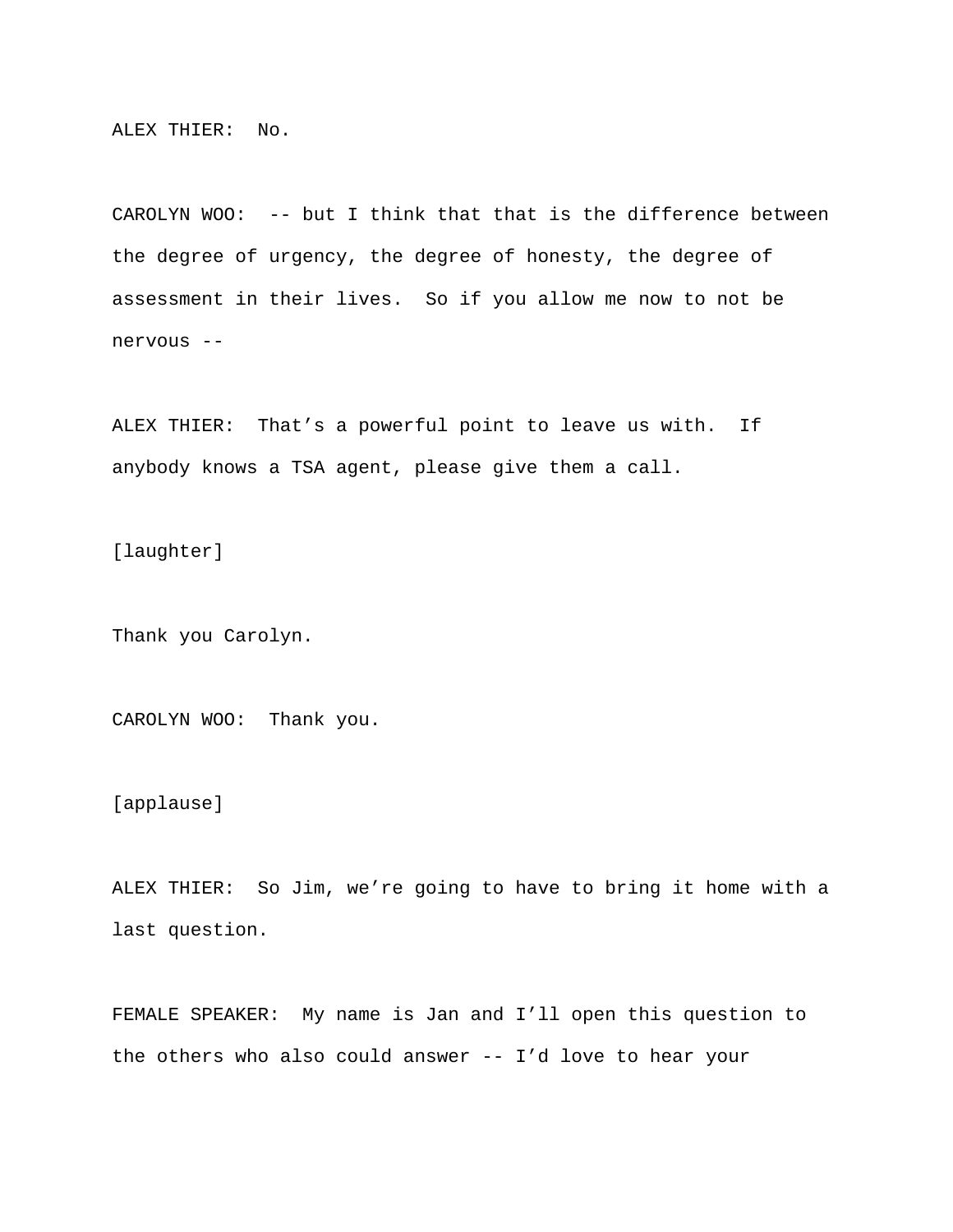ALEX THIER:  No.

CAROLYN WOO:  -- but I think that that is the difference between the degree of urgency, the degree of honesty, the degree of assessment in their lives.  So if you allow me now to not be nervous --

ALEX THIER:  That's a powerful point to leave us with.  If anybody knows a TSA agent, please give them a call.

[laughter]

Thank you Carolyn.

CAROLYN WOO:  Thank you.

[applause]

ALEX THIER:  So Jim, we're going to have to bring it home with a last question.

FEMALE SPEAKER:  My name is Jan and I'll open this question to the others who also could answer -- I'd love to hear your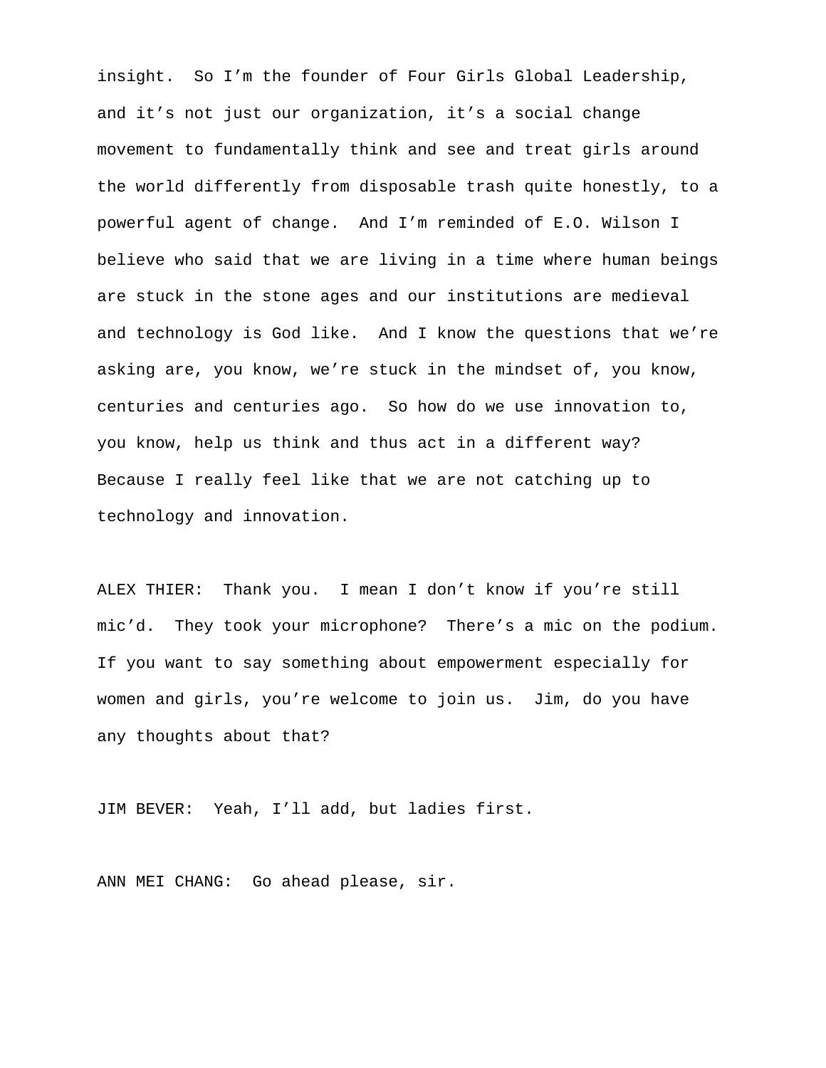insight. So I'm the founder of Four Girls Global Leadership, and it's not just our organization, it's a social change movement to fundamentally think and see and treat girls around the world differently from disposable trash quite honestly, to a powerful agent of change. And I'm reminded of E.O. Wilson I believe who said that we are living in a time where human beings are stuck in the stone ages and our institutions are medieval and technology is God like. And I know the questions that we're asking are, you know, we're stuck in the mindset of, you know, centuries and centuries ago. So how do we use innovation to, you know, help us think and thus act in a different way? Because I really feel like that we are not catching up to technology and innovation.

ALEX THIER: Thank you. I mean I don't know if you're still mic'd. They took your microphone? There's a mic on the podium. If you want to say something about empowerment especially for women and girls, you're welcome to join us. Jim, do you have any thoughts about that?

JIM BEVER: Yeah, I'll add, but ladies first.

ANN MEI CHANG: Go ahead please, sir.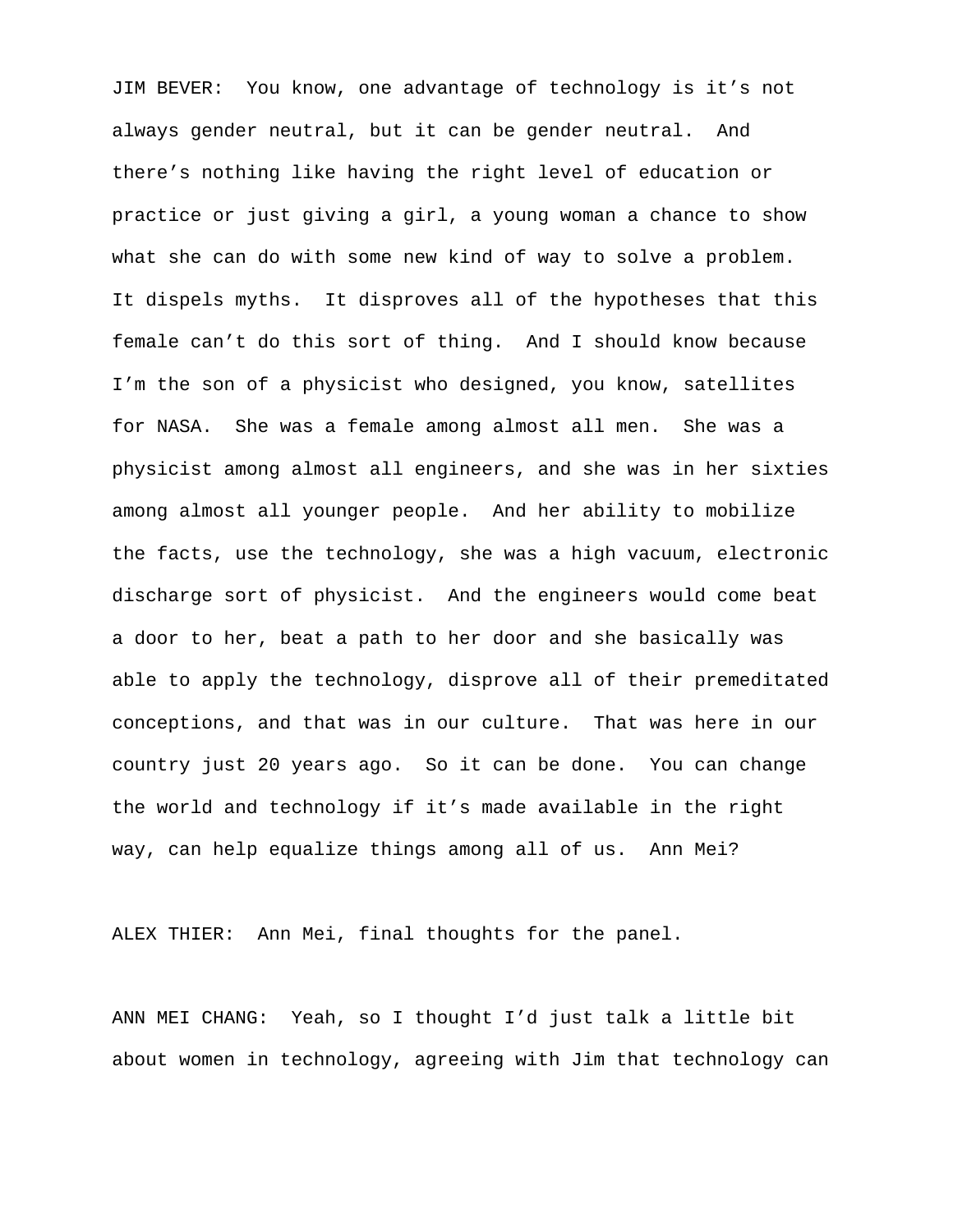JIM BEVER: You know, one advantage of technology is it's not always gender neutral, but it can be gender neutral. And there's nothing like having the right level of education or practice or just giving a girl, a young woman a chance to show what she can do with some new kind of way to solve a problem. It dispels myths. It disproves all of the hypotheses that this female can't do this sort of thing. And I should know because I'm the son of a physicist who designed, you know, satellites for NASA. She was a female among almost all men. She was a physicist among almost all engineers, and she was in her sixties among almost all younger people. And her ability to mobilize the facts, use the technology, she was a high vacuum, electronic discharge sort of physicist. And the engineers would come beat a door to her, beat a path to her door and she basically was able to apply the technology, disprove all of their premeditated conceptions, and that was in our culture. That was here in our country just 20 years ago. So it can be done. You can change the world and technology if it's made available in the right way, can help equalize things among all of us. Ann Mei?

ALEX THIER: Ann Mei, final thoughts for the panel.

ANN MEI CHANG: Yeah, so I thought I'd just talk a little bit about women in technology, agreeing with Jim that technology can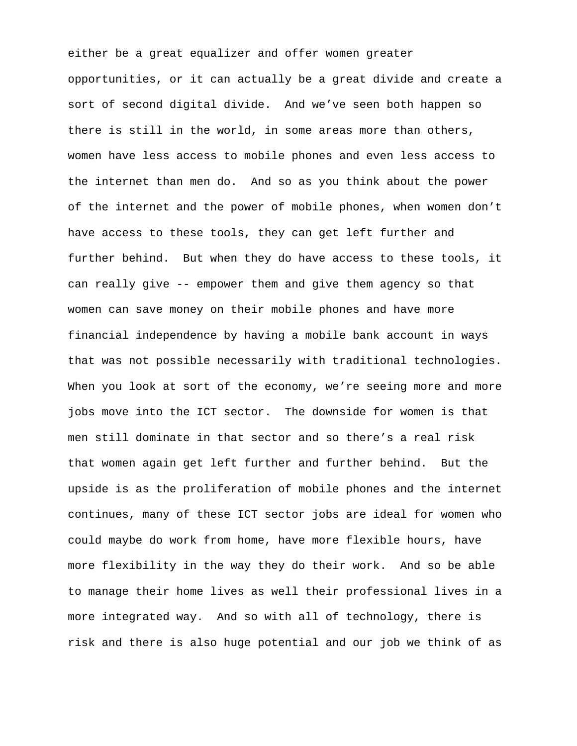either be a great equalizer and offer women greater opportunities, or it can actually be a great divide and create a sort of second digital divide. And we've seen both happen so there is still in the world, in some areas more than others, women have less access to mobile phones and even less access to the internet than men do. And so as you think about the power of the internet and the power of mobile phones, when women don't have access to these tools, they can get left further and further behind. But when they do have access to these tools, it can really give -- empower them and give them agency so that women can save money on their mobile phones and have more financial independence by having a mobile bank account in ways that was not possible necessarily with traditional technologies. When you look at sort of the economy, we're seeing more and more jobs move into the ICT sector. The downside for women is that men still dominate in that sector and so there's a real risk that women again get left further and further behind. But the upside is as the proliferation of mobile phones and the internet continues, many of these ICT sector jobs are ideal for women who could maybe do work from home, have more flexible hours, have more flexibility in the way they do their work. And so be able to manage their home lives as well their professional lives in a more integrated way. And so with all of technology, there is risk and there is also huge potential and our job we think of as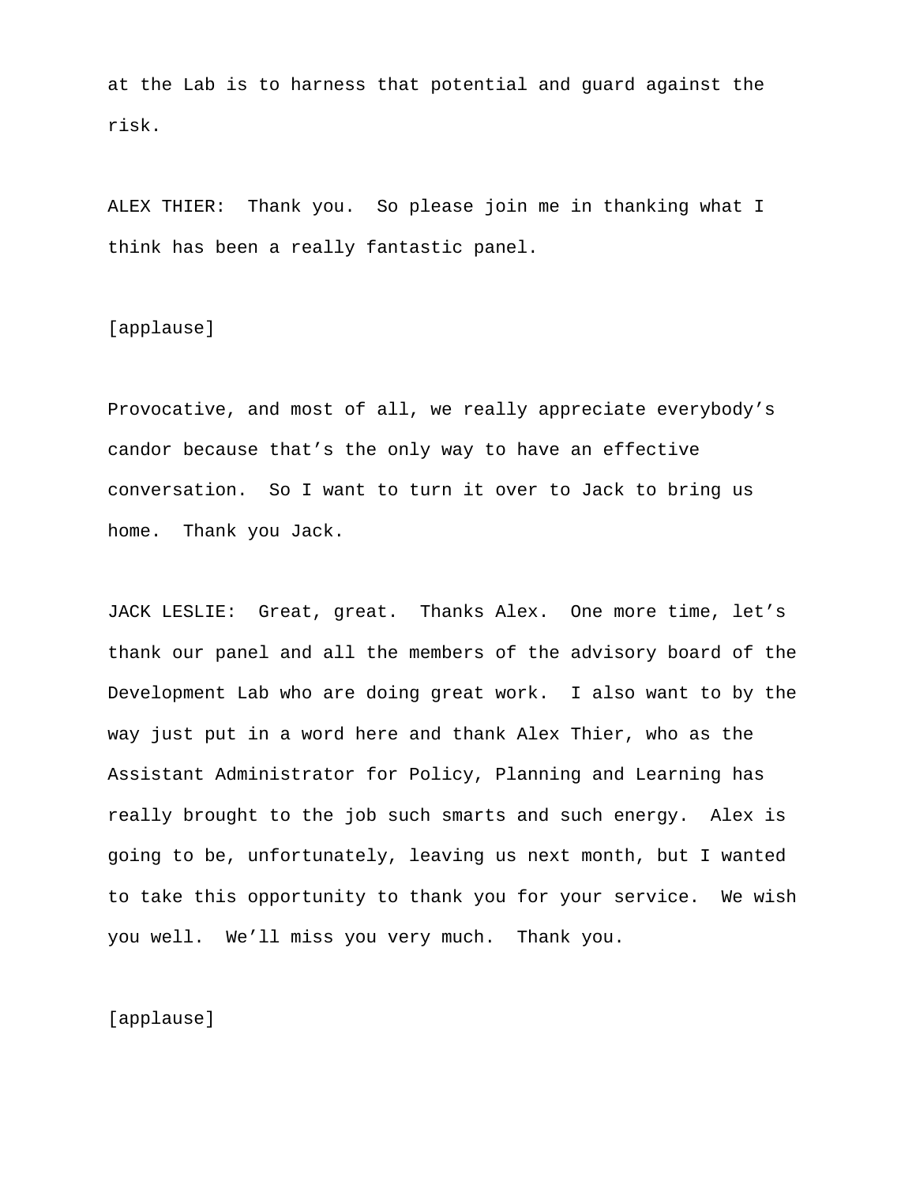at the Lab is to harness that potential and guard against the risk.

ALEX THIER: Thank you. So please join me in thanking what I think has been a really fantastic panel.

[applause]

Provocative, and most of all, we really appreciate everybody’s candor because that’s the only way to have an effective conversation. So I want to turn it over to Jack to bring us home. Thank you Jack.

JACK LESLIE: Great, great. Thanks Alex. One more time, let’s thank our panel and all the members of the advisory board of the Development Lab who are doing great work. I also want to by the way just put in a word here and thank Alex Thier, who as the Assistant Administrator for Policy, Planning and Learning has really brought to the job such smarts and such energy. Alex is going to be, unfortunately, leaving us next month, but I wanted to take this opportunity to thank you for your service. We wish you well. We’ll miss you very much. Thank you.

[applause]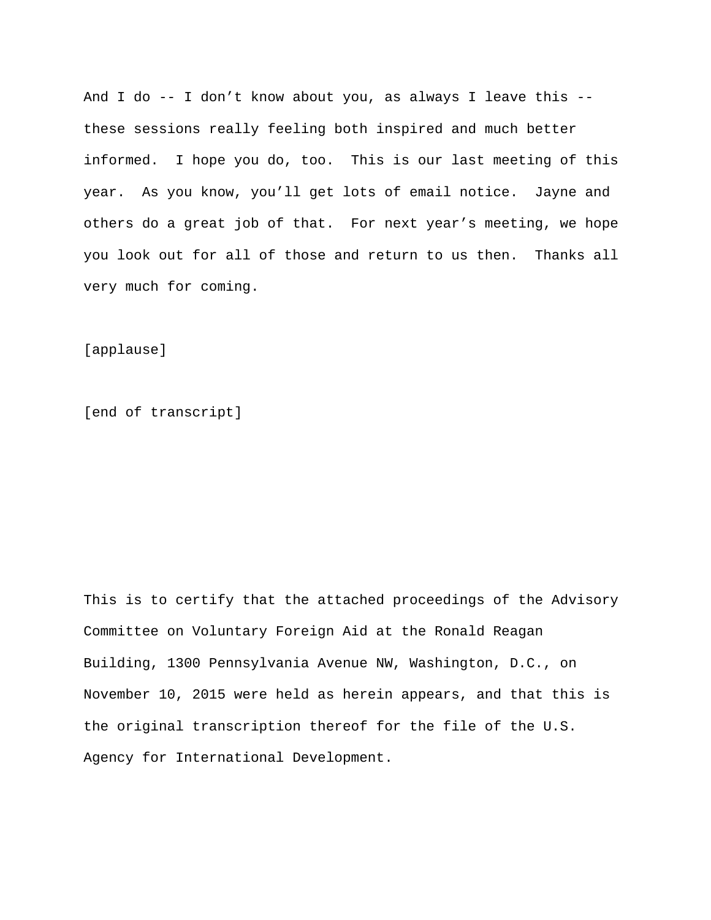And I do -- I don’t know about you, as always I leave this -- these sessions really feeling both inspired and much better informed. I hope you do, too. This is our last meeting of this year. As you know, you’ll get lots of email notice. Jayne and others do a great job of that. For next year’s meeting, we hope you look out for all of those and return to us then. Thanks all very much for coming.

[applause]

[end of transcript]

This is to certify that the attached proceedings of the Advisory Committee on Voluntary Foreign Aid at the Ronald Reagan Building, 1300 Pennsylvania Avenue NW, Washington, D.C., on November 10, 2015 were held as herein appears, and that this is the original transcription thereof for the file of the U.S. Agency for International Development.